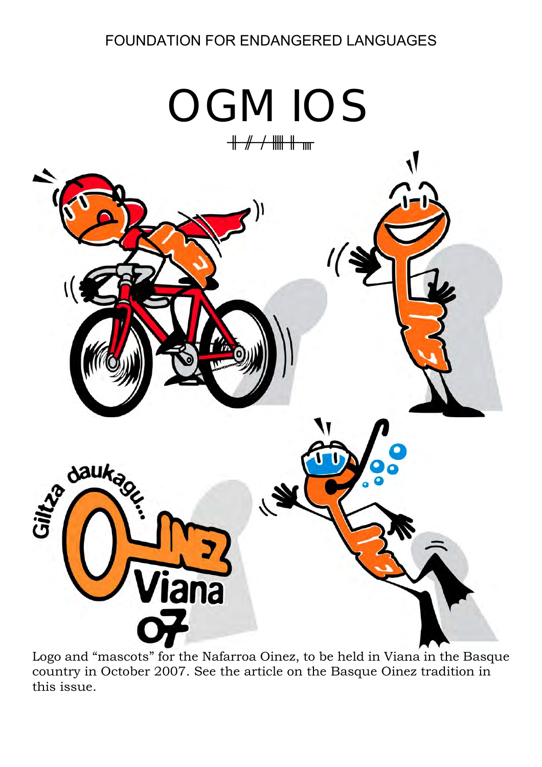FOUNDATION FOR ENDANGERED LANGUAGES

# OGMIOS

Logo and "mascots" for the Nafarroa Oinez, to be held in Viana in the Basque country in October 2007. See the article on the Basque Oinez tradition in this issue.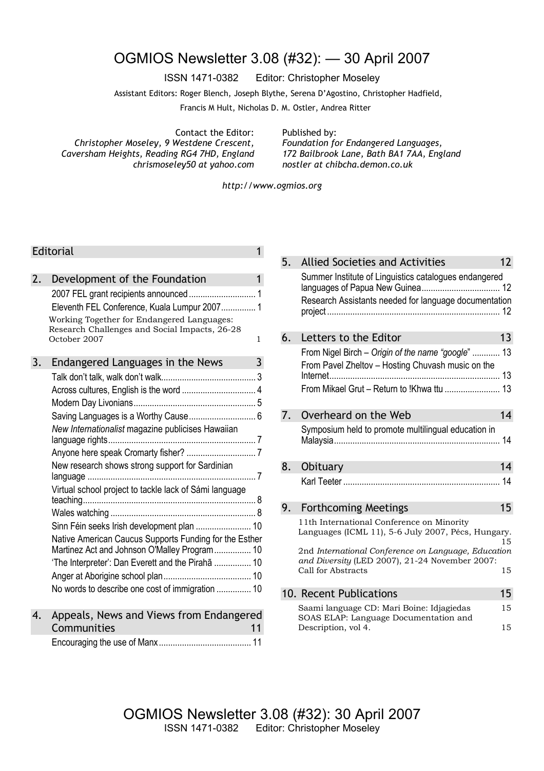# OGMIOS Newsletter 3.08 (#32): — 30 April 2007

ISSN 1471-0382 Editor: Christopher Moseley

Assistant Editors: Roger Blench, Joseph Blythe, Serena D'Agostino, Christopher Hadfield, Francis M Hult, Nicholas D. M. Ostler, Andrea Ritter

Contact the Editor:
*Christopher Moseley, 9 Westdene Crescent, Caversham Heights, Reading RG4 7HD, England*
*chrismoseley50 at yahoo.com*

Published by:
*Foundation for Endangered Languages, 172 Bailbrook Lane, Bath BA1 7AA, England*
*nostler at chibcha.demon.co.uk*

*http://www.ogmios.org*

Editorial 1

2. Development of the Foundation 1
- 2007 FEL grant recipients announced 1
- Eleventh FEL Conference, Kuala Lumpur 2007 1
- Working Together for Endangered Languages: Research Challenges and Social Impacts, 26-28 October 2007 1

3. Endangered Languages in the News 3
- Talk don't talk, walk don't walk 3
- Across cultures, English is the word 4
- Modern Day Livonians 5
- Saving Languages is a Worthy Cause 6
- *New Internationalist* magazine publicises Hawaiian language rights 7
- Anyone here speak Cromarty fisher? 7
- New research shows strong support for Sardinian language 7
- Virtual school project to tackle lack of Sámi language teaching 8
- Wales watching 8
- Sinn Féin seeks Irish development plan 10
- Native American Caucus Supports Funding for the Esther Martinez Act and Johnson O'Malley Program 10
- 'The Interpreter': Dan Everett and the Pirahã 10
- Anger at Aborigine school plan 10
- No words to describe one cost of immigration 10

4. Appeals, News and Views from Endangered Communities 11
- Encouraging the use of Manx 11

5. Allied Societies and Activities 12
- Summer Institute of Linguistics catalogues endangered languages of Papua New Guinea 12
- Research Assistants needed for language documentation project 12

6. Letters to the Editor 13
- From Nigel Birch – *Origin of the name "google"* 13
- From Pavel Zheltov – Hosting Chuvash music on the Internet 13
- From Mikael Grut – Return to !Khwa ttu 13

7. Overheard on the Web 14
- Symposium held to promote multilingual education in Malaysia 14

8. Obituary 14
- Karl Teeter 14

9. Forthcoming Meetings 15
- 11th International Conference on Minority Languages (ICML 11), 5-6 July 2007, Pécs, Hungary. 15
- 2nd *International Conference on Language, Education and Diversity* (LED 2007), 21-24 November 2007: Call for Abstracts 15

10. Recent Publications 15
- Saami language CD: Mari Boine: Idjagiedas 15
- SOAS ELAP: Language Documentation and Description, vol 4. 15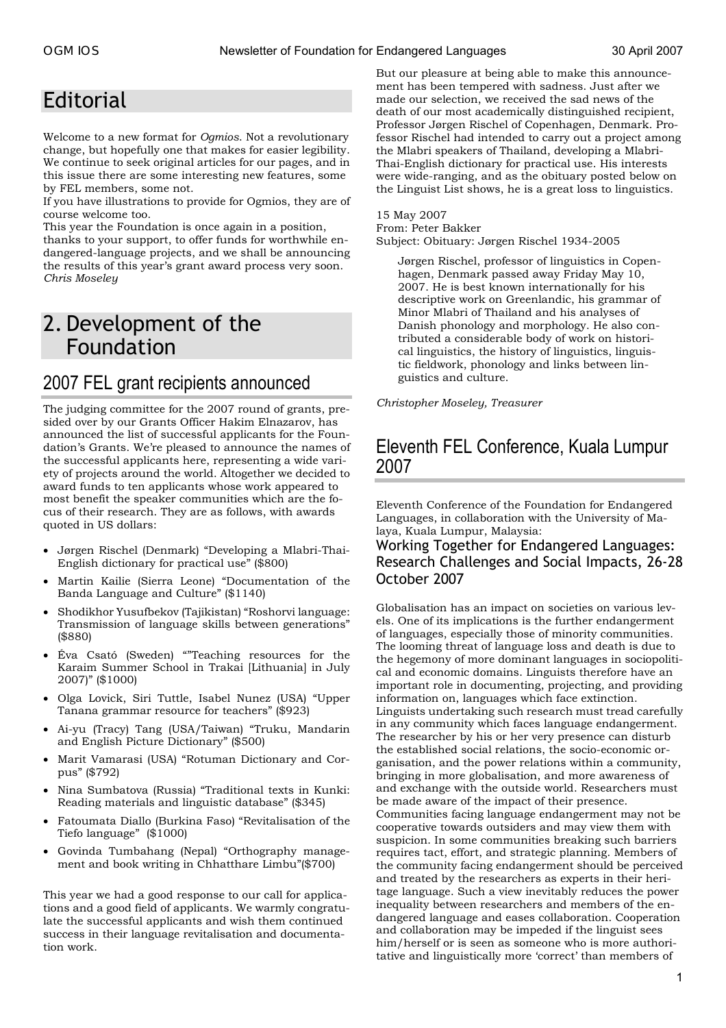# Editorial

Welcome to a new format for *Ogmios*. Not a revolutionary change, but hopefully one that makes for easier legibility. We continue to seek original articles for our pages, and in this issue there are some interesting new features, some by FEL members, some not.

If you have illustrations to provide for Ogmios, they are of course welcome too.

This year the Foundation is once again in a position, thanks to your support, to offer funds for worthwhile endangered-language projects, and we shall be announcing the results of this year's grant award process very soon.

*Chris Moseley*

# 2. Development of the Foundation

## 2007 FEL grant recipients announced

The judging committee for the 2007 round of grants, presided over by our Grants Officer Hakim Elnazarov, has announced the list of successful applicants for the Foundation's Grants. We're pleased to announce the names of the successful applicants here, representing a wide variety of projects around the world. Altogether we decided to award funds to ten applicants whose work appeared to most benefit the speaker communities which are the focus of their research. They are as follows, with awards quoted in US dollars:

- Jørgen Rischel (Denmark) "Developing a Mlabri-Thai-English dictionary for practical use" ($800)
- Martin Kailie (Sierra Leone) "Documentation of the Banda Language and Culture" ($1140)
- Shodikhor Yusufbekov (Tajikistan) "Roshorvi language: Transmission of language skills between generations" ($880)
- Éva Csató (Sweden) ""Teaching resources for the Karaim Summer School in Trakai [Lithuania] in July 2007)" ($1000)
- Olga Lovick, Siri Tuttle, Isabel Nunez (USA) "Upper Tanana grammar resource for teachers" ($923)
- Ai-yu (Tracy) Tang (USA/Taiwan) "Truku, Mandarin and English Picture Dictionary" ($500)
- Marit Vamarasi (USA) "Rotuman Dictionary and Corpus" ($792)
- Nina Sumbatova (Russia) "Traditional texts in Kunki: Reading materials and linguistic database" ($345)
- Fatoumata Diallo (Burkina Faso) "Revitalisation of the Tiefo language" ($1000)
- Govinda Tumbahang (Nepal) "Orthography management and book writing in Chhatthare Limbu"($700)

This year we had a good response to our call for applications and a good field of applicants. We warmly congratulate the successful applicants and wish them continued success in their language revitalisation and documentation work.

But our pleasure at being able to make this announcement has been tempered with sadness. Just after we made our selection, we received the sad news of the death of our most academically distinguished recipient, Professor Jørgen Rischel of Copenhagen, Denmark. Professor Rischel had intended to carry out a project among the Mlabri speakers of Thailand, developing a Mlabri-Thai-English dictionary for practical use. His interests were wide-ranging, and as the obituary posted below on the Linguist List shows, he is a great loss to linguistics.

15 May 2007
From: Peter Bakker
Subject: Obituary: Jørgen Rischel 1934-2005

> Jørgen Rischel, professor of linguistics in Copenhagen, Denmark passed away Friday May 10, 2007. He is best known internationally for his descriptive work on Greenlandic, his grammar of Minor Mlabri of Thailand and his analyses of Danish phonology and morphology. He also contributed a considerable body of work on historical linguistics, the history of linguistics, linguistic fieldwork, phonology and links between linguistics and culture.

*Christopher Moseley, Treasurer*

## Eleventh FEL Conference, Kuala Lumpur 2007

Eleventh Conference of the Foundation for Endangered Languages, in collaboration with the University of Malaya, Kuala Lumpur, Malaysia:

### Working Together for Endangered Languages: Research Challenges and Social Impacts, 26-28 October 2007

Globalisation has an impact on societies on various levels. One of its implications is the further endangerment of languages, especially those of minority communities. The looming threat of language loss and death is due to the hegemony of more dominant languages in sociopolitical and economic domains. Linguists therefore have an important role in documenting, projecting, and providing information on, languages which face extinction. Linguists undertaking such research must tread carefully in any community which faces language endangerment. The researcher by his or her very presence can disturb the established social relations, the socio-economic organisation, and the power relations within a community, bringing in more globalisation, and more awareness of and exchange with the outside world. Researchers must be made aware of the impact of their presence. Communities facing language endangerment may not be cooperative towards outsiders and may view them with suspicion. In some communities breaking such barriers requires tact, effort, and strategic planning. Members of the community facing endangerment should be perceived and treated by the researchers as experts in their heritage language. Such a view inevitably reduces the power inequality between researchers and members of the endangered language and eases collaboration. Cooperation and collaboration may be impeded if the linguist sees him/herself or is seen as someone who is more authoritative and linguistically more 'correct' than members of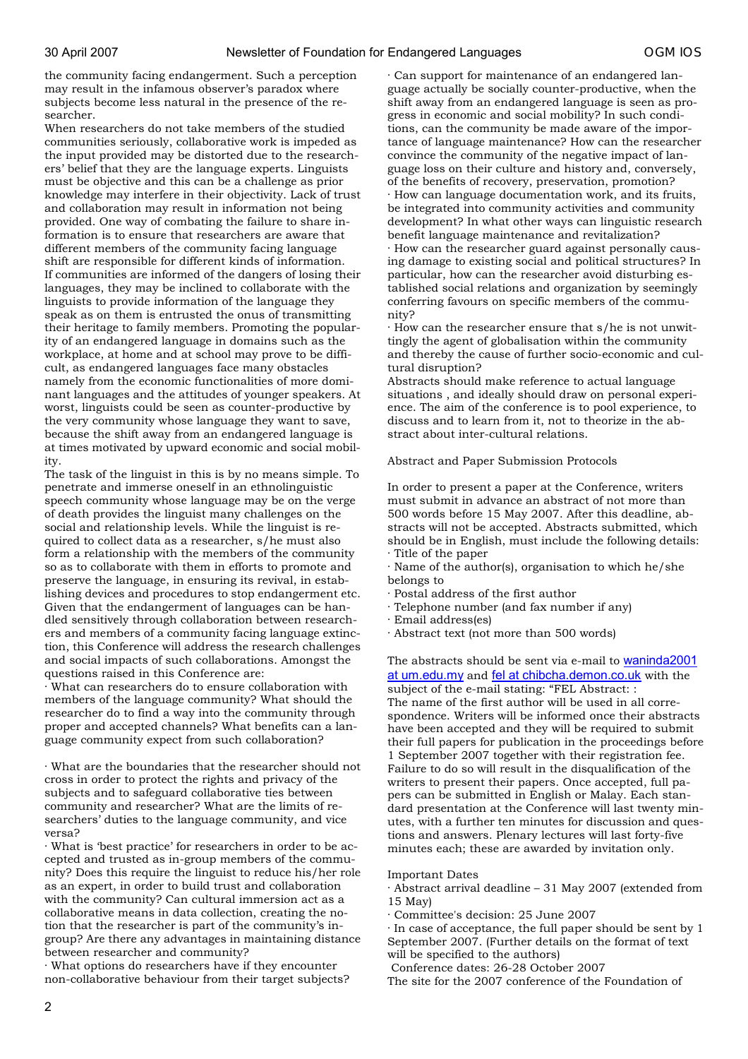the community facing endangerment. Such a perception may result in the infamous observer's paradox where subjects become less natural in the presence of the researcher.

When researchers do not take members of the studied communities seriously, collaborative work is impeded as the input provided may be distorted due to the researchers' belief that they are the language experts. Linguists must be objective and this can be a challenge as prior knowledge may interfere in their objectivity. Lack of trust and collaboration may result in information not being provided. One way of combating the failure to share information is to ensure that researchers are aware that different members of the community facing language shift are responsible for different kinds of information. If communities are informed of the dangers of losing their languages, they may be inclined to collaborate with the linguists to provide information of the language they speak as on them is entrusted the onus of transmitting their heritage to family members. Promoting the popularity of an endangered language in domains such as the workplace, at home and at school may prove to be difficult, as endangered languages face many obstacles namely from the economic functionalities of more dominant languages and the attitudes of younger speakers. At worst, linguists could be seen as counter-productive by the very community whose language they want to save, because the shift away from an endangered language is at times motivated by upward economic and social mobility.

The task of the linguist in this is by no means simple. To penetrate and immerse oneself in an ethnolinguistic speech community whose language may be on the verge of death provides the linguist many challenges on the social and relationship levels. While the linguist is required to collect data as a researcher, s/he must also form a relationship with the members of the community so as to collaborate with them in efforts to promote and preserve the language, in ensuring its revival, in establishing devices and procedures to stop endangerment etc. Given that the endangerment of languages can be handled sensitively through collaboration between researchers and members of a community facing language extinction, this Conference will address the research challenges and social impacts of such collaborations. Amongst the questions raised in this Conference are:

· What can researchers do to ensure collaboration with members of the language community? What should the researcher do to find a way into the community through proper and accepted channels? What benefits can a language community expect from such collaboration?

· What are the boundaries that the researcher should not cross in order to protect the rights and privacy of the subjects and to safeguard collaborative ties between community and researcher? What are the limits of researchers' duties to the language community, and vice versa?

· What is 'best practice' for researchers in order to be accepted and trusted as in-group members of the community? Does this require the linguist to reduce his/her role as an expert, in order to build trust and collaboration with the community? Can cultural immersion act as a collaborative means in data collection, creating the notion that the researcher is part of the community's in-group? Are there any advantages in maintaining distance between researcher and community?

· What options do researchers have if they encounter non-collaborative behaviour from their target subjects?

· Can support for maintenance of an endangered language actually be socially counter-productive, when the shift away from an endangered language is seen as progress in economic and social mobility? In such conditions, can the community be made aware of the importance of language maintenance? How can the researcher convince the community of the negative impact of language loss on their culture and history and, conversely, of the benefits of recovery, preservation, promotion?

· How can language documentation work, and its fruits, be integrated into community activities and community development? In what other ways can linguistic research benefit language maintenance and revitalization?

· How can the researcher guard against personally causing damage to existing social and political structures? In particular, how can the researcher avoid disturbing established social relations and organization by seemingly conferring favours on specific members of the community?

· How can the researcher ensure that s/he is not unwittingly the agent of globalisation within the community and thereby the cause of further socio-economic and cultural disruption?

Abstracts should make reference to actual language situations , and ideally should draw on personal experience. The aim of the conference is to pool experience, to discuss and to learn from it, not to theorize in the abstract about inter-cultural relations.

Abstract and Paper Submission Protocols

In order to present a paper at the Conference, writers must submit in advance an abstract of not more than 500 words before 15 May 2007. After this deadline, abstracts will not be accepted. Abstracts submitted, which should be in English, must include the following details:

· Title of the paper
· Name of the author(s), organisation to which he/she belongs to
· Postal address of the first author
· Telephone number (and fax number if any)
· Email address(es)
· Abstract text (not more than 500 words)

The abstracts should be sent via e-mail to waninda2001 at um.edu.my and fel at chibcha.demon.co.uk with the subject of the e-mail stating: "FEL Abstract: :

The name of the first author will be used in all correspondence. Writers will be informed once their abstracts have been accepted and they will be required to submit their full papers for publication in the proceedings before 1 September 2007 together with their registration fee. Failure to do so will result in the disqualification of the writers to present their papers. Once accepted, full papers can be submitted in English or Malay. Each standard presentation at the Conference will last twenty minutes, with a further ten minutes for discussion and questions and answers. Plenary lectures will last forty-five minutes each; these are awarded by invitation only.

Important Dates

· Abstract arrival deadline – 31 May 2007 (extended from 15 May)
· Committee's decision: 25 June 2007
· In case of acceptance, the full paper should be sent by 1 September 2007. (Further details on the format of text will be specified to the authors)

Conference dates: 26-28 October 2007

The site for the 2007 conference of the Foundation of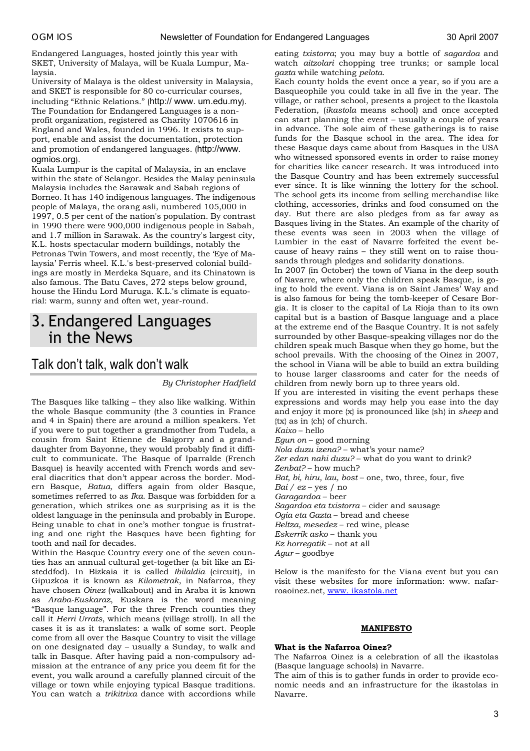Endangered Languages, hosted jointly this year with SKET, University of Malaya, will be Kuala Lumpur, Malaysia.

University of Malaya is the oldest university in Malaysia, and SKET is responsible for 80 co-curricular courses, including "Ethnic Relations." (http:// www. um.edu.my). The Foundation for Endangered Languages is a non-profit organization, registered as Charity 1070616 in England and Wales, founded in 1996. It exists to support, enable and assist the documentation, protection and promotion of endangered languages. (http://www. ogmios.org).

Kuala Lumpur is the capital of Malaysia, in an enclave within the state of Selangor. Besides the Malay peninsula Malaysia includes the Sarawak and Sabah regions of Borneo. It has 140 indigenous languages. The indigenous people of Malaya, the orang asli, numbered 105,000 in 1997, 0.5 per cent of the nation's population. By contrast in 1990 there were 900,000 indigenous people in Sabah, and 1.7 million in Sarawak. As the country's largest city, K.L. hosts spectacular modern buildings, notably the Petronas Twin Towers, and most recently, the 'Eye of Malaysia' Ferris wheel. K.L.'s best-preserved colonial buildings are mostly in Merdeka Square, and its Chinatown is also famous. The Batu Caves, 272 steps below ground, house the Hindu Lord Muruga. K.L.'s climate is equatorial: warm, sunny and often wet, year-round.

# 3. Endangered Languages in the News

## Talk don't talk, walk don't walk

*By Christopher Hadfield*

The Basques like talking – they also like walking. Within the whole Basque community (the 3 counties in France and 4 in Spain) there are around a million speakers. Yet if you were to put together a grandmother from Tudela, a cousin from Saint Etienne de Baigorry and a granddaughter from Bayonne, they would probably find it difficult to communicate. The Basque of Iparralde (French Basque) is heavily accented with French words and several diacritics that don't appear across the border. Modern Basque, *Batua,* differs again from older Basque, sometimes referred to as *Ika*. Basque was forbidden for a generation, which strikes one as surprising as it is the oldest language in the peninsula and probably in Europe. Being unable to chat in one's mother tongue is frustrating and one right the Basques have been fighting for tooth and nail for decades.

Within the Basque Country every one of the seven counties has an annual cultural get-together (a bit like an Eisteddfod). In Bizkaia it is called *Ibilaldia* (circuit), in Gipuzkoa it is known as *Kilometrak*, in Nafarroa, they have chosen *Oinez* (walkabout) and in Araba it is known as *Araba-Euskaraz*, Euskara is the word meaning "Basque language". For the three French counties they call it *Herri Urrats*, which means (village stroll). In all the cases it is as it translates: a walk of some sort. People come from all over the Basque Country to visit the village on one designated day – usually a Sunday, to walk and talk in Basque. After having paid a non-compulsory admission at the entrance of any price you deem fit for the event, you walk around a carefully planned circuit of the village or town while enjoying typical Basque traditions. You can watch a *trikitrixa* dance with accordions while eating *txistorra*; you may buy a bottle of *sagardoa* and watch *aitzolari* chopping tree trunks; or sample local *gazta* while watching *pelota*.

Each county holds the event once a year, so if you are a Basqueophile you could take in all five in the year. The village, or rather school, presents a project to the Ikastola Federation, (*ikastola* means school) and once accepted can start planning the event – usually a couple of years in advance. The sole aim of these gatherings is to raise funds for the Basque school in the area. The idea for these Basque days came about from Basques in the USA who witnessed sponsored events in order to raise money for charities like cancer research. It was introduced into the Basque Country and has been extremely successful ever since. It is like winning the lottery for the school. The school gets its income from selling merchandise like clothing, accessories, drinks and food consumed on the day. But there are also pledges from as far away as Basques living in the States. An example of the charity of these events was seen in 2003 when the village of Lumbier in the east of Navarre forfeited the event because of heavy rains – they still went on to raise thousands through pledges and solidarity donations.

In 2007 (in October) the town of Viana in the deep south of Navarre, where only the children speak Basque, is going to hold the event. Viana is on Saint James' Way and is also famous for being the tomb-keeper of Cesare Borgia. It is closer to the capital of La Rioja than to its own capital but is a bastion of Basque language and a place at the extreme end of the Basque Country. It is not safely surrounded by other Basque-speaking villages nor do the children speak much Basque when they go home, but the school prevails. With the choosing of the Oinez in 2007, the school in Viana will be able to build an extra building to house larger classrooms and cater for the needs of children from newly born up to three years old.

If you are interested in visiting the event perhaps these expressions and words may help you ease into the day and enjoy it more {x} is pronounced like {sh} in *sheep* and {tx} as in {ch} of church.

*Kaixo* – hello
*Egun on* – good morning
*Nola duzu izena?* – what's your name?
*Zer edan nahi duzu?* – what do you want to drink?
*Zenbat?* – how much?
*Bat, bi, hiru, lau, bost* – one, two, three, four, five
*Bai / ez* – yes / no
*Garagardoa* – beer
*Sagardoa eta txistorra* – cider and sausage
*Ogia eta Gazta* – bread and cheese
*Beltza, mesedez* – red wine, please
*Eskerrik asko* – thank you
*Ez horregatik* – not at all
*Agur* – goodbye

Below is the manifesto for the Viana event but you can visit these websites for more information: www. nafarroaoinez.net, www. ikastola.net

**MANIFESTO**

**What is the Nafarroa Oinez?**

The Nafarroa Oinez is a celebration of all the ikastolas (Basque language schools) in Navarre.

The aim of this is to gather funds in order to provide economic needs and an infrastructure for the ikastolas in Navarre.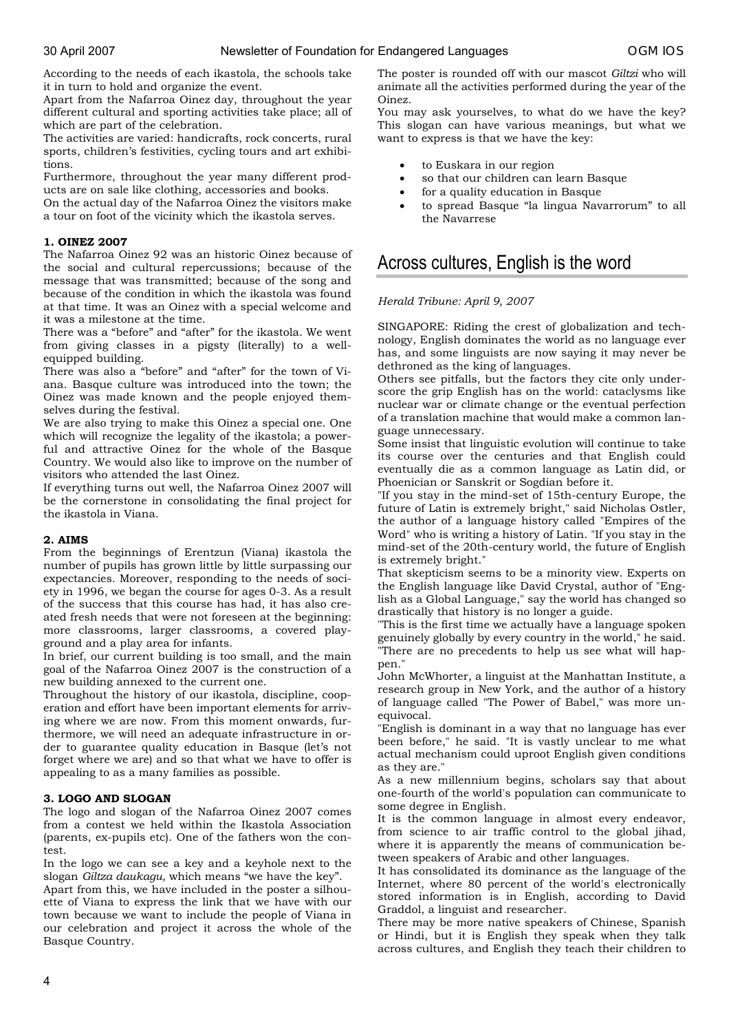According to the needs of each ikastola, the schools take it in turn to hold and organize the event.

Apart from the Nafarroa Oinez day, throughout the year different cultural and sporting activities take place; all of which are part of the celebration.

The activities are varied: handicrafts, rock concerts, rural sports, children's festivities, cycling tours and art exhibitions.

Furthermore, throughout the year many different products are on sale like clothing, accessories and books.

On the actual day of the Nafarroa Oinez the visitors make a tour on foot of the vicinity which the ikastola serves.

**1. OINEZ 2007**

The Nafarroa Oinez 92 was an historic Oinez because of the social and cultural repercussions; because of the message that was transmitted; because of the song and because of the condition in which the ikastola was found at that time. It was an Oinez with a special welcome and it was a milestone at the time.

There was a "before" and "after" for the ikastola. We went from giving classes in a pigsty (literally) to a well-equipped building.

There was also a "before" and "after" for the town of Viana. Basque culture was introduced into the town; the Oinez was made known and the people enjoyed themselves during the festival.

We are also trying to make this Oinez a special one. One which will recognize the legality of the ikastola; a powerful and attractive Oinez for the whole of the Basque Country. We would also like to improve on the number of visitors who attended the last Oinez.

If everything turns out well, the Nafarroa Oinez 2007 will be the cornerstone in consolidating the final project for the ikastola in Viana.

**2. AIMS**

From the beginnings of Erentzun (Viana) ikastola the number of pupils has grown little by little surpassing our expectancies. Moreover, responding to the needs of society in 1996, we began the course for ages 0-3. As a result of the success that this course has had, it has also created fresh needs that were not foreseen at the beginning: more classrooms, larger classrooms, a covered playground and a play area for infants.

In brief, our current building is too small, and the main goal of the Nafarroa Oinez 2007 is the construction of a new building annexed to the current one.

Throughout the history of our ikastola, discipline, cooperation and effort have been important elements for arriving where we are now. From this moment onwards, furthermore, we will need an adequate infrastructure in order to guarantee quality education in Basque (let's not forget where we are) and so that what we have to offer is appealing to as a many families as possible.

**3. LOGO AND SLOGAN**

The logo and slogan of the Nafarroa Oinez 2007 comes from a contest we held within the Ikastola Association (parents, ex-pupils etc). One of the fathers won the contest.

In the logo we can see a key and a keyhole next to the slogan *Giltza daukagu,* which means "we have the key".

Apart from this, we have included in the poster a silhouette of Viana to express the link that we have with our town because we want to include the people of Viana in our celebration and project it across the whole of the Basque Country.

The poster is rounded off with our mascot *Giltzi* who will animate all the activities performed during the year of the Oinez.

You may ask yourselves, to what do we have the key? This slogan can have various meanings, but what we want to express is that we have the key:

- to Euskara in our region
- so that our children can learn Basque
- for a quality education in Basque
- to spread Basque "la lingua Navarrorum" to all the Navarrese

# Across cultures, English is the word

*Herald Tribune: April 9, 2007*

SINGAPORE: Riding the crest of globalization and technology, English dominates the world as no language ever has, and some linguists are now saying it may never be dethroned as the king of languages.

Others see pitfalls, but the factors they cite only underscore the grip English has on the world: cataclysms like nuclear war or climate change or the eventual perfection of a translation machine that would make a common language unnecessary.

Some insist that linguistic evolution will continue to take its course over the centuries and that English could eventually die as a common language as Latin did, or Phoenician or Sanskrit or Sogdian before it.

"If you stay in the mind-set of 15th-century Europe, the future of Latin is extremely bright," said Nicholas Ostler, the author of a language history called "Empires of the Word" who is writing a history of Latin. "If you stay in the mind-set of the 20th-century world, the future of English is extremely bright."

That skepticism seems to be a minority view. Experts on the English language like David Crystal, author of "English as a Global Language," say the world has changed so drastically that history is no longer a guide.

"This is the first time we actually have a language spoken genuinely globally by every country in the world," he said. "There are no precedents to help us see what will happen."

John McWhorter, a linguist at the Manhattan Institute, a research group in New York, and the author of a history of language called "The Power of Babel," was more unequivocal.

"English is dominant in a way that no language has ever been before," he said. "It is vastly unclear to me what actual mechanism could uproot English given conditions as they are."

As a new millennium begins, scholars say that about one-fourth of the world's population can communicate to some degree in English.

It is the common language in almost every endeavor, from science to air traffic control to the global jihad, where it is apparently the means of communication between speakers of Arabic and other languages.

It has consolidated its dominance as the language of the Internet, where 80 percent of the world's electronically stored information is in English, according to David Graddol, a linguist and researcher.

There may be more native speakers of Chinese, Spanish or Hindi, but it is English they speak when they talk across cultures, and English they teach their children to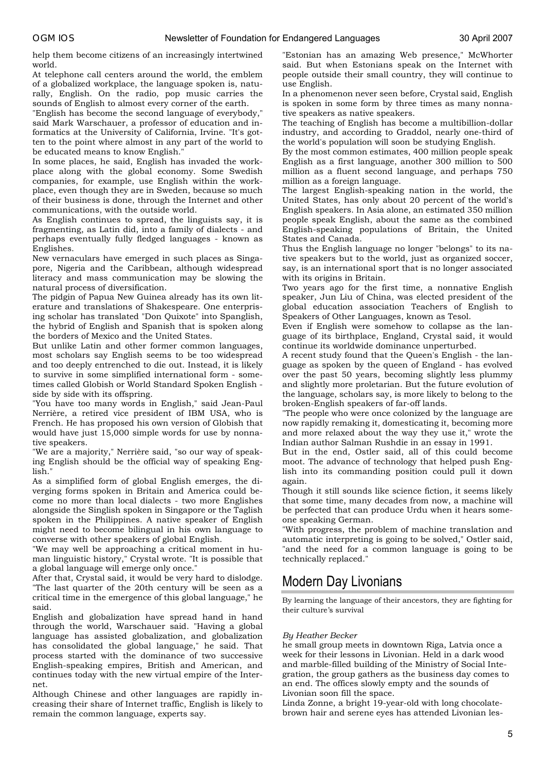help them become citizens of an increasingly intertwined world.

At telephone call centers around the world, the emblem of a globalized workplace, the language spoken is, naturally, English. On the radio, pop music carries the sounds of English to almost every corner of the earth.

"English has become the second language of everybody," said Mark Warschauer, a professor of education and informatics at the University of California, Irvine. "It's gotten to the point where almost in any part of the world to be educated means to know English."

In some places, he said, English has invaded the workplace along with the global economy. Some Swedish companies, for example, use English within the workplace, even though they are in Sweden, because so much of their business is done, through the Internet and other communications, with the outside world.

As English continues to spread, the linguists say, it is fragmenting, as Latin did, into a family of dialects - and perhaps eventually fully fledged languages - known as Englishes.

New vernaculars have emerged in such places as Singapore, Nigeria and the Caribbean, although widespread literacy and mass communication may be slowing the natural process of diversification.

The pidgin of Papua New Guinea already has its own literature and translations of Shakespeare. One enterprising scholar has translated "Don Quixote" into Spanglish, the hybrid of English and Spanish that is spoken along the borders of Mexico and the United States.

But unlike Latin and other former common languages, most scholars say English seems to be too widespread and too deeply entrenched to die out. Instead, it is likely to survive in some simplified international form - sometimes called Globish or World Standard Spoken English - side by side with its offspring.

"You have too many words in English," said Jean-Paul Nerrière, a retired vice president of IBM USA, who is French. He has proposed his own version of Globish that would have just 15,000 simple words for use by nonnative speakers.

"We are a majority," Nerrière said, "so our way of speaking English should be the official way of speaking English."

As a simplified form of global English emerges, the diverging forms spoken in Britain and America could become no more than local dialects - two more Englishes alongside the Singlish spoken in Singapore or the Taglish spoken in the Philippines. A native speaker of English might need to become bilingual in his own language to converse with other speakers of global English.

"We may well be approaching a critical moment in human linguistic history," Crystal wrote. "It is possible that a global language will emerge only once."

After that, Crystal said, it would be very hard to dislodge. "The last quarter of the 20th century will be seen as a critical time in the emergence of this global language," he said.

English and globalization have spread hand in hand through the world, Warschauer said. "Having a global language has assisted globalization, and globalization has consolidated the global language," he said. That process started with the dominance of two successive English-speaking empires, British and American, and continues today with the new virtual empire of the Internet.

Although Chinese and other languages are rapidly increasing their share of Internet traffic, English is likely to remain the common language, experts say.

"Estonian has an amazing Web presence," McWhorter said. But when Estonians speak on the Internet with people outside their small country, they will continue to use English.

In a phenomenon never seen before, Crystal said, English is spoken in some form by three times as many nonnative speakers as native speakers.

The teaching of English has become a multibillion-dollar industry, and according to Graddol, nearly one-third of the world's population will soon be studying English.

By the most common estimates, 400 million people speak English as a first language, another 300 million to 500 million as a fluent second language, and perhaps 750 million as a foreign language.

The largest English-speaking nation in the world, the United States, has only about 20 percent of the world's English speakers. In Asia alone, an estimated 350 million people speak English, about the same as the combined English-speaking populations of Britain, the United States and Canada.

Thus the English language no longer "belongs" to its native speakers but to the world, just as organized soccer, say, is an international sport that is no longer associated with its origins in Britain.

Two years ago for the first time, a nonnative English speaker, Jun Liu of China, was elected president of the global education association Teachers of English to Speakers of Other Languages, known as Tesol.

Even if English were somehow to collapse as the language of its birthplace, England, Crystal said, it would continue its worldwide dominance unperturbed.

A recent study found that the Queen's English - the language as spoken by the queen of England - has evolved over the past 50 years, becoming slightly less plummy and slightly more proletarian. But the future evolution of the language, scholars say, is more likely to belong to the broken-English speakers of far-off lands.

"The people who were once colonized by the language are now rapidly remaking it, domesticating it, becoming more and more relaxed about the way they use it," wrote the Indian author Salman Rushdie in an essay in 1991.

But in the end, Ostler said, all of this could become moot. The advance of technology that helped push English into its commanding position could pull it down again.

Though it still sounds like science fiction, it seems likely that some time, many decades from now, a machine will be perfected that can produce Urdu when it hears someone speaking German.

"With progress, the problem of machine translation and automatic interpreting is going to be solved," Ostler said, "and the need for a common language is going to be technically replaced."

## Modern Day Livonians

By learning the language of their ancestors, they are fighting for their culture's survival

*By Heather Becker*

he small group meets in downtown Riga, Latvia once a week for their lessons in Livonian. Held in a dark wood and marble-filled building of the Ministry of Social Integration, the group gathers as the business day comes to an end. The offices slowly empty and the sounds of Livonian soon fill the space.

Linda Zonne, a bright 19-year-old with long chocolate-brown hair and serene eyes has attended Livonian les-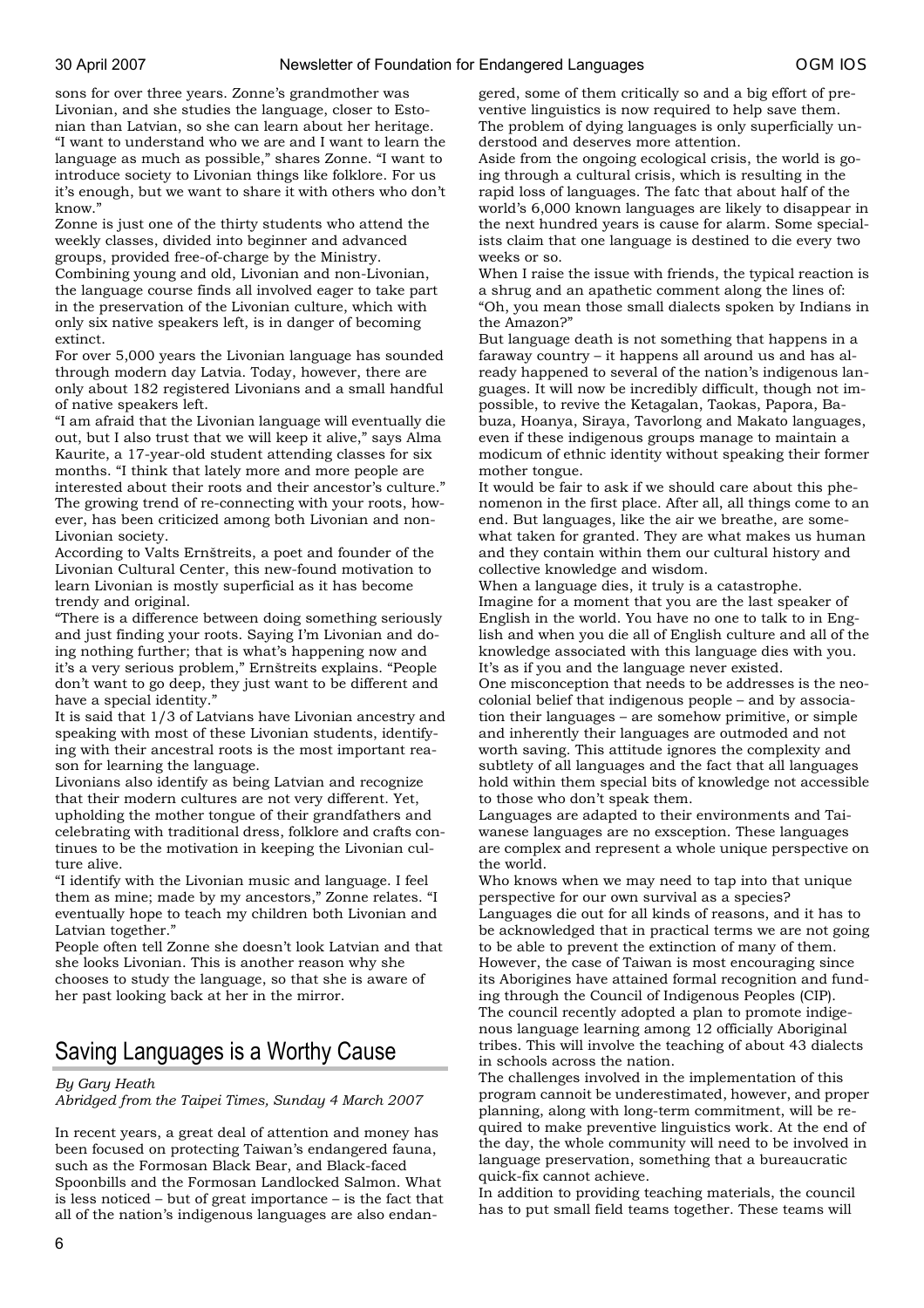sons for over three years. Zonne's grandmother was Livonian, and she studies the language, closer to Estonian than Latvian, so she can learn about her heritage. "I want to understand who we are and I want to learn the language as much as possible," shares Zonne. "I want to introduce society to Livonian things like folklore. For us it's enough, but we want to share it with others who don't know."

Zonne is just one of the thirty students who attend the weekly classes, divided into beginner and advanced groups, provided free-of-charge by the Ministry. Combining young and old, Livonian and non-Livonian, the language course finds all involved eager to take part in the preservation of the Livonian culture, which with only six native speakers left, is in danger of becoming extinct.

For over 5,000 years the Livonian language has sounded through modern day Latvia. Today, however, there are only about 182 registered Livonians and a small handful of native speakers left.

"I am afraid that the Livonian language will eventually die out, but I also trust that we will keep it alive," says Alma Kaurite, a 17-year-old student attending classes for six months. "I think that lately more and more people are interested about their roots and their ancestor's culture." The growing trend of re-connecting with your roots, however, has been criticized among both Livonian and non-Livonian society.

According to Valts Ernštreits, a poet and founder of the Livonian Cultural Center, this new-found motivation to learn Livonian is mostly superficial as it has become trendy and original.

"There is a difference between doing something seriously and just finding your roots. Saying I'm Livonian and doing nothing further; that is what's happening now and it's a very serious problem," Ernštreits explains. "People don't want to go deep, they just want to be different and have a special identity."

It is said that 1/3 of Latvians have Livonian ancestry and speaking with most of these Livonian students, identifying with their ancestral roots is the most important reason for learning the language.

Livonians also identify as being Latvian and recognize that their modern cultures are not very different. Yet, upholding the mother tongue of their grandfathers and celebrating with traditional dress, folklore and crafts continues to be the motivation in keeping the Livonian culture alive.

"I identify with the Livonian music and language. I feel them as mine; made by my ancestors," Zonne relates. "I eventually hope to teach my children both Livonian and Latvian together."

People often tell Zonne she doesn't look Latvian and that she looks Livonian. This is another reason why she chooses to study the language, so that she is aware of her past looking back at her in the mirror.

## Saving Languages is a Worthy Cause

*By Gary Heath*
*Abridged from the Taipei Times, Sunday 4 March 2007*

In recent years, a great deal of attention and money has been focused on protecting Taiwan's endangered fauna, such as the Formosan Black Bear, and Black-faced Spoonbills and the Formosan Landlocked Salmon. What is less noticed – but of great importance – is the fact that all of the nation's indigenous languages are also endangered, some of them critically so and a big effort of preventive linguistics is now required to help save them. The problem of dying languages is only superficially understood and deserves more attention.

Aside from the ongoing ecological crisis, the world is going through a cultural crisis, which is resulting in the rapid loss of languages. The fatc that about half of the world's 6,000 known languages are likely to disappear in the next hundred years is cause for alarm. Some specialists claim that one language is destined to die every two weeks or so.

When I raise the issue with friends, the typical reaction is a shrug and an apathetic comment along the lines of: "Oh, you mean those small dialects spoken by Indians in the Amazon?"

But language death is not something that happens in a faraway country – it happens all around us and has already happened to several of the nation's indigenous languages. It will now be incredibly difficult, though not impossible, to revive the Ketagalan, Taokas, Papora, Babuza, Hoanya, Siraya, Tavorlong and Makato languages, even if these indigenous groups manage to maintain a modicum of ethnic identity without speaking their former mother tongue.

It would be fair to ask if we should care about this phenomenon in the first place. After all, all things come to an end. But languages, like the air we breathe, are somewhat taken for granted. They are what makes us human and they contain within them our cultural history and collective knowledge and wisdom.

When a language dies, it truly is a catastrophe.

Imagine for a moment that you are the last speaker of English in the world. You have no one to talk to in English and when you die all of English culture and all of the knowledge associated with this language dies with you. It's as if you and the language never existed.

One misconception that needs to be addresses is the neocolonial belief that indigenous people – and by association their languages – are somehow primitive, or simple and inherently their languages are outmoded and not worth saving. This attitude ignores the complexity and subtlety of all languages and the fact that all languages hold within them special bits of knowledge not accessible to those who don't speak them.

Languages are adapted to their environments and Taiwanese languages are no exsception. These languages are complex and represent a whole unique perspective on the world.

Who knows when we may need to tap into that unique perspective for our own survival as a species?

Languages die out for all kinds of reasons, and it has to be acknowledged that in practical terms we are not going to be able to prevent the extinction of many of them. However, the case of Taiwan is most encouraging since its Aborigines have attained formal recognition and funding through the Council of Indigenous Peoples (CIP).

The council recently adopted a plan to promote indigenous language learning among 12 officially Aboriginal tribes. This will involve the teaching of about 43 dialects in schools across the nation.

The challenges involved in the implementation of this program cannoit be underestimated, however, and proper planning, along with long-term commitment, will be required to make preventive linguistics work. At the end of the day, the whole community will need to be involved in language preservation, something that a bureaucratic quick-fix cannot achieve.

In addition to providing teaching materials, the council has to put small field teams together. These teams will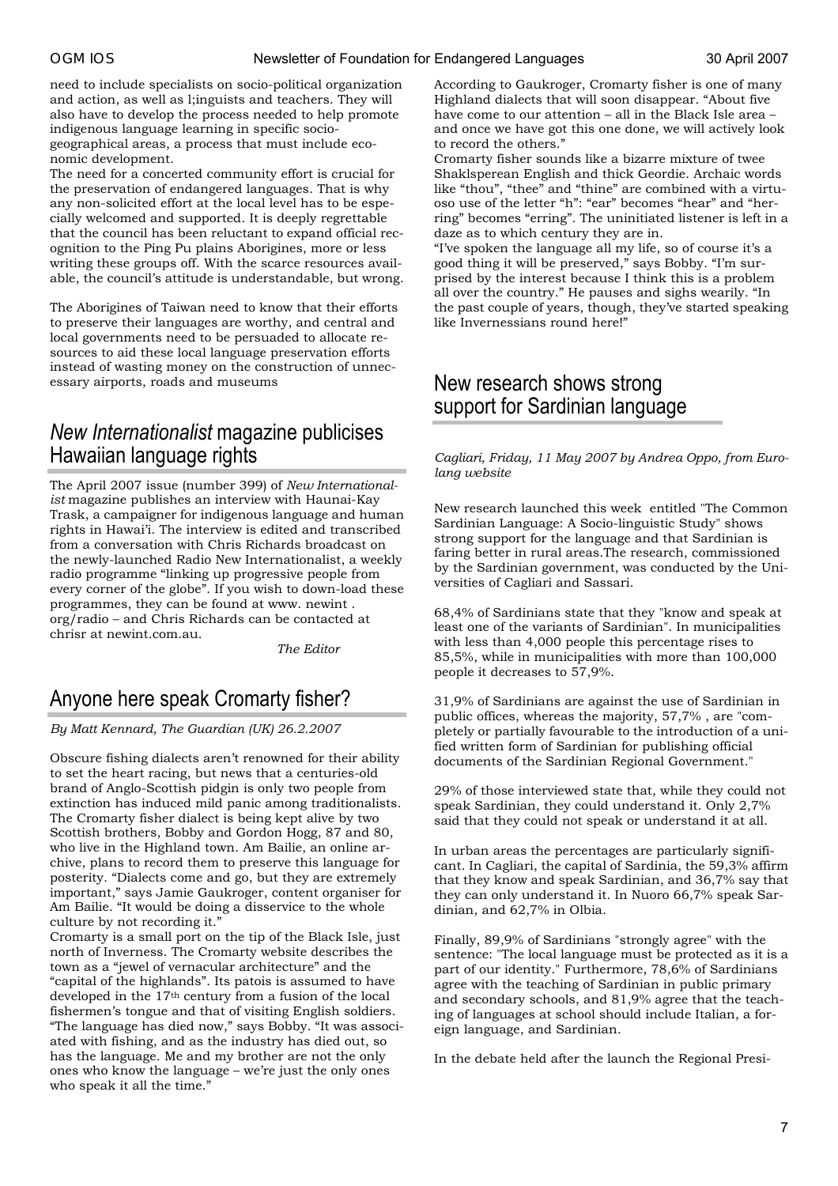need to include specialists on socio-political organization and action, as well as l;inguists and teachers. They will also have to develop the process needed to help promote indigenous language learning in specific socio-geographical areas, a process that must include economic development.

The need for a concerted community effort is crucial for the preservation of endangered languages. That is why any non-solicited effort at the local level has to be especially welcomed and supported. It is deeply regrettable that the council has been reluctant to expand official recognition to the Ping Pu plains Aborigines, more or less writing these groups off. With the scarce resources available, the council's attitude is understandable, but wrong.

The Aborigines of Taiwan need to know that their efforts to preserve their languages are worthy, and central and local governments need to be persuaded to allocate resources to aid these local language preservation efforts instead of wasting money on the construction of unnecessary airports, roads and museums

## *New Internationalist* magazine publicises Hawaiian language rights

The April 2007 issue (number 399) of *New Internationalist* magazine publishes an interview with Haunai-Kay Trask, a campaigner for indigenous language and human rights in Hawai'i. The interview is edited and transcribed from a conversation with Chris Richards broadcast on the newly-launched Radio New Internationalist, a weekly radio programme "linking up progressive people from every corner of the globe". If you wish to down-load these programmes, they can be found at www. newint . org/radio – and Chris Richards can be contacted at chrisr at newint.com.au.

*The Editor*

## Anyone here speak Cromarty fisher?

*By Matt Kennard, The Guardian (UK) 26.2.2007*

Obscure fishing dialects aren't renowned for their ability to set the heart racing, but news that a centuries-old brand of Anglo-Scottish pidgin is only two people from extinction has induced mild panic among traditionalists. The Cromarty fisher dialect is being kept alive by two Scottish brothers, Bobby and Gordon Hogg, 87 and 80, who live in the Highland town. Am Bailie, an online archive, plans to record them to preserve this language for posterity. "Dialects come and go, but they are extremely important," says Jamie Gaukroger, content organiser for Am Bailie. "It would be doing a disservice to the whole culture by not recording it."

Cromarty is a small port on the tip of the Black Isle, just north of Inverness. The Cromarty website describes the town as a "jewel of vernacular architecture" and the "capital of the highlands". Its patois is assumed to have developed in the 17th century from a fusion of the local fishermen's tongue and that of visiting English soldiers. "The language has died now," says Bobby. "It was associated with fishing, and as the industry has died out, so has the language. Me and my brother are not the only ones who know the language – we're just the only ones who speak it all the time."

According to Gaukroger, Cromarty fisher is one of many Highland dialects that will soon disappear. "About five have come to our attention – all in the Black Isle area – and once we have got this one done, we will actively look to record the others."

Cromarty fisher sounds like a bizarre mixture of twee Shaklsperean English and thick Geordie. Archaic words like "thou", "thee" and "thine" are combined with a virtuoso use of the letter "h": "ear" becomes "hear" and "herring" becomes "erring". The uninitiated listener is left in a daze as to which century they are in.

"I've spoken the language all my life, so of course it's a good thing it will be preserved," says Bobby. "I'm surprised by the interest because I think this is a problem all over the country." He pauses and sighs wearily. "In the past couple of years, though, they've started speaking like Invernessians round here!"

## New research shows strong support for Sardinian language

*Cagliari, Friday, 11 May 2007 by Andrea Oppo, from Eurolang website*

New research launched this week entitled "The Common Sardinian Language: A Socio-linguistic Study" shows strong support for the language and that Sardinian is faring better in rural areas.The research, commissioned by the Sardinian government, was conducted by the Universities of Cagliari and Sassari.

68,4% of Sardinians state that they "know and speak at least one of the variants of Sardinian". In municipalities with less than 4,000 people this percentage rises to 85,5%, while in municipalities with more than 100,000 people it decreases to 57,9%.

31,9% of Sardinians are against the use of Sardinian in public offices, whereas the majority, 57,7% , are "completely or partially favourable to the introduction of a unified written form of Sardinian for publishing official documents of the Sardinian Regional Government."

29% of those interviewed state that, while they could not speak Sardinian, they could understand it. Only 2,7% said that they could not speak or understand it at all.

In urban areas the percentages are particularly significant. In Cagliari, the capital of Sardinia, the 59,3% affirm that they know and speak Sardinian, and 36,7% say that they can only understand it. In Nuoro 66,7% speak Sardinian, and 62,7% in Olbia.

Finally, 89,9% of Sardinians "strongly agree" with the sentence: "The local language must be protected as it is a part of our identity." Furthermore, 78,6% of Sardinians agree with the teaching of Sardinian in public primary and secondary schools, and 81,9% agree that the teaching of languages at school should include Italian, a foreign language, and Sardinian.

In the debate held after the launch the Regional Presi-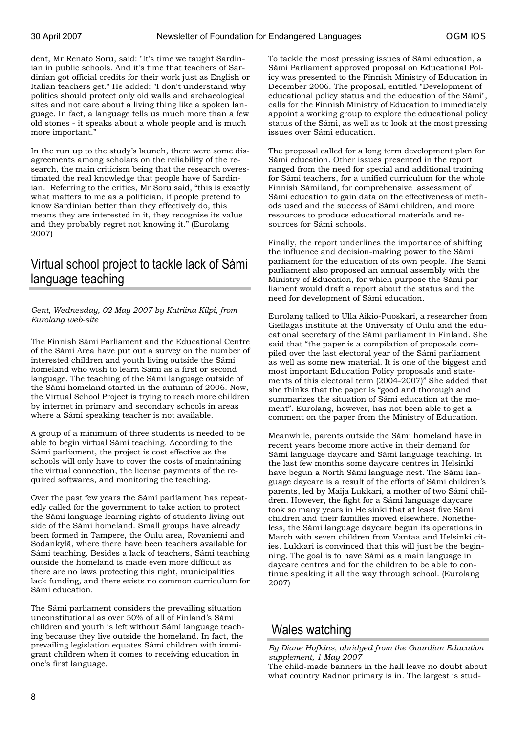dent, Mr Renato Soru, said: "It's time we taught Sardinian in public schools. And it's time that teachers of Sardinian got official credits for their work just as English or Italian teachers get." He added: "I don't understand why politics should protect only old walls and archaeological sites and not care about a living thing like a spoken language. In fact, a language tells us much more than a few old stones - it speaks about a whole people and is much more important."

In the run up to the study's launch, there were some disagreements among scholars on the reliability of the research, the main criticism being that the research overestimated the real knowledge that people have of Sardinian. Referring to the critics, Mr Soru said, "this is exactly what matters to me as a politician, if people pretend to know Sardinian better than they effectively do, this means they are interested in it, they recognise its value and they probably regret not knowing it." (Eurolang 2007)

## Virtual school project to tackle lack of Sámi language teaching

*Gent, Wednesday, 02 May 2007 by Katriina Kilpi, from Eurolang web-site*

The Finnish Sámi Parliament and the Educational Centre of the Sámi Area have put out a survey on the number of interested children and youth living outside the Sámi homeland who wish to learn Sámi as a first or second language. The teaching of the Sámi language outside of the Sámi homeland started in the autumn of 2006. Now, the Virtual School Project is trying to reach more children by internet in primary and secondary schools in areas where a Sámi speaking teacher is not available.

A group of a minimum of three students is needed to be able to begin virtual Sámi teaching. According to the Sámi parliament, the project is cost effective as the schools will only have to cover the costs of maintaining the virtual connection, the license payments of the required softwares, and monitoring the teaching.

Over the past few years the Sámi parliament has repeatedly called for the government to take action to protect the Sámi language learning rights of students living outside of the Sámi homeland. Small groups have already been formed in Tampere, the Oulu area, Rovaniemi and Sodankylä, where there have been teachers available for Sámi teaching. Besides a lack of teachers, Sámi teaching outside the homeland is made even more difficult as there are no laws protecting this right, municipalities lack funding, and there exists no common curriculum for Sámi education.

The Sámi parliament considers the prevailing situation unconstitutional as over 50% of all of Finland's Sámi children and youth is left without Sámi language teaching because they live outside the homeland. In fact, the prevailing legislation equates Sámi children with immigrant children when it comes to receiving education in one's first language.

To tackle the most pressing issues of Sámi education, a Sámi Parliament approved proposal on Educational Policy was presented to the Finnish Ministry of Education in December 2006. The proposal, entitled "Development of educational policy status and the education of the Sámi", calls for the Finnish Ministry of Education to immediately appoint a working group to explore the educational policy status of the Sámi, as well as to look at the most pressing issues over Sámi education.

The proposal called for a long term development plan for Sámi education. Other issues presented in the report ranged from the need for special and additional training for Sámi teachers, for a unified curriculum for the whole Finnish Sámiland, for comprehensive assessment of Sámi education to gain data on the effectiveness of methods used and the success of Sámi children, and more resources to produce educational materials and resources for Sámi schools.

Finally, the report underlines the importance of shifting the influence and decision-making power to the Sámi parliament for the education of its own people. The Sámi parliament also proposed an annual assembly with the Ministry of Education, for which purpose the Sámi parliament would draft a report about the status and the need for development of Sámi education.

Eurolang talked to Ulla Aikio-Puoskari, a researcher from Giellagas institute at the University of Oulu and the educational secretary of the Sámi parliament in Finland. She said that "the paper is a compilation of proposals compiled over the last electoral year of the Sámi parliament as well as some new material. It is one of the biggest and most important Education Policy proposals and statements of this electoral term (2004-2007)" She added that she thinks that the paper is "good and thorough and summarizes the situation of Sámi education at the moment". Eurolang, however, has not been able to get a comment on the paper from the Ministry of Education.

Meanwhile, parents outside the Sámi homeland have in recent years become more active in their demand for Sámi language daycare and Sámi language teaching. In the last few months some daycare centres in Helsinki have begun a North Sámi language nest. The Sámi language daycare is a result of the efforts of Sámi children's parents, led by Maija Lukkari, a mother of two Sámi children. However, the fight for a Sámi language daycare took so many years in Helsinki that at least five Sámi children and their families moved elsewhere. Nonetheless, the Sámi language daycare begun its operations in March with seven children from Vantaa and Helsinki cities. Lukkari is convinced that this will just be the beginning. The goal is to have Sámi as a main language in daycare centres and for the children to be able to continue speaking it all the way through school. (Eurolang 2007)

## Wales watching

*By Diane Hofkins, abridged from the Guardian Education supplement, 1 May 2007*

The child-made banners in the hall leave no doubt about what country Radnor primary is in. The largest is stud-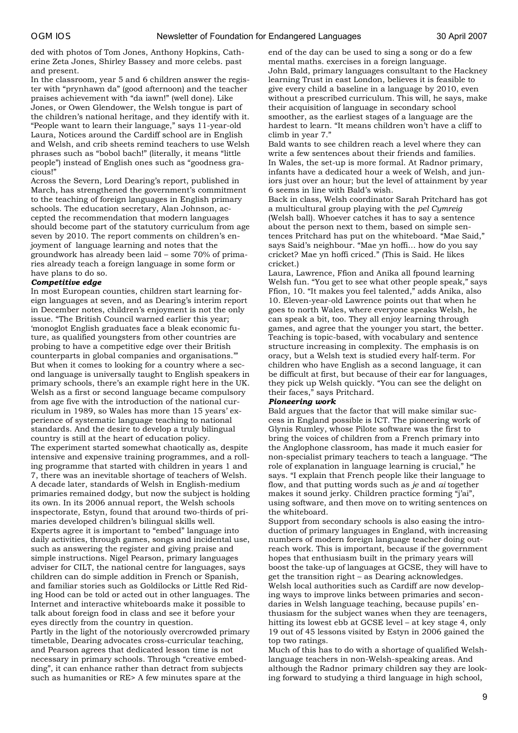ded with photos of Tom Jones, Anthony Hopkins, Catherine Zeta Jones, Shirley Bassey and more celebs. past and present.

In the classroom, year 5 and 6 children answer the register with "prynhawn da" (good afternoon) and the teacher praises achievement with "da iawn!" (well done). Like Jones, or Owen Glendower, the Welsh tongue is part of the children's national heritage, and they identify with it. "People want to learn their language," says 11-year-old Laura, Notices around the Cardiff school are in English and Welsh, and crib sheets remind teachers to use Welsh phrases such as "bobol bach!" (literally, it means "little people") instead of English ones such as "goodness gracious!"

Across the Severn, Lord Dearing's report, published in March, has strengthened the government's commitment to the teaching of foreign languages in English primary schools. The education secretary, Alan Johnson, accepted the recommendation that modern languages should become part of the statutory curriculum from age seven by 2010. The report comments on children's enjoyment of language learning and notes that the groundwork has already been laid – some 70% of primaries already teach a foreign language in some form or have plans to do so.

***Competitive edge***

In most European counties, children start learning foreign languages at seven, and as Dearing's interim report in December notes, children's enjoyment is not the only issue. "The British Council warned earlier this year; 'monoglot English graduates face a bleak economic future, as qualified youngsters from other countries are probing to have a competitive edge over their British counterparts in global companies and organisations.'" But when it comes to looking for a country where a second language is universally taught to English speakers in primary schools, there's an example right here in the UK. Welsh as a first or second language became compulsory from age five with the introduction of the national curriculum in 1989, so Wales has more than 15 years' experience of systematic language teaching to national standards. And the desire to develop a truly bilingual country is still at the heart of education policy.

The experiment started somewhat chaotically as, despite intensive and expensive training programmes, and a rolling programme that started with children in years 1 and 7, there was an inevitable shortage of teachers of Welsh. A decade later, standards of Welsh in English-medium primaries remained dodgy, but now the subject is holding its own. In its 2006 annual report, the Welsh schools inspectorate, Estyn, found that around two-thirds of primaries developed children's bilingual skills well.

Experts agree it is important to "embed" language into daily activities, through games, songs and incidental use, such as answering the register and giving praise and simple instructions. Nigel Pearson, primary languages adviser for CILT, the national centre for languages, says children can do simple addition in French or Spanish, and familiar stories such as Goldilocks or Little Red Riding Hood can be told or acted out in other languages. The Internet and interactive whiteboards make it possible to talk about foreign food in class and see it before your eyes directly from the country in question.

Partly in the light of the notoriously overcrowded primary timetable, Dearing advocates cross-curricular teaching, and Pearson agrees that dedicated lesson time is not necessary in primary schools. Through "creative embedding", it can enhance rather than detract from subjects such as humanities or RE> A few minutes spare at the end of the day can be used to sing a song or do a few mental maths. exercises in a foreign language.

John Bald, primary languages consultant to the Hackney learning Trust in east London, believes it is feasible to give every child a baseline in a language by 2010, even without a prescribed curriculum. This will, he says, make their acquisition of language in secondary school smoother, as the earliest stages of a language are the hardest to learn. "It means children won't have a cliff to climb in year 7."

Bald wants to see children reach a level where they can write a few sentences about their friends and families.

In Wales, the set-up is more formal. At Radnor primary, infants have a dedicated hour a week of Welsh, and juniors just over an hour; but the level of attainment by year 6 seems in line with Bald's wish.

Back in class, Welsh coordinator Sarah Pritchard has got a multicultural group playing with the *pel Cymreig* (Welsh ball). Whoever catches it has to say a sentence about the person next to them, based on simple sentences Pritchard has put on the whiteboard. "Mae Said," says Said's neighbour. "Mae yn hoffi... how do you say cricket? Mae yn hoffi criced." (This is Said. He likes cricket.)

Laura, Lawrence, Ffion and Anika all fpound learning Welsh fun. "You get to see what other people speak," says Ffion, 10. "It makes you feel talented," adds Anika, also 10. Eleven-year-old Lawrence points out that when he goes to north Wales, where everyone speaks Welsh, he can speak a bit, too. They all enjoy learning through games, and agree that the younger you start, the better. Teaching is topic-based, with vocabulary and sentence structure increasing in complexity. The emphasis is on oracy, but a Welsh text is studied every half-term. For children who have English as a second language, it can be difficult at first, but because of their ear for languages, they pick up Welsh quickly. "You can see the delight on their faces," says Pritchard.

***Pioneering work***

Bald argues that the factor that will make similar success in England possible is ICT. The pioneering work of Glynis Rumley, whose Pilote software was the first to bring the voices of children from a French primary into the Anglophone classroom, has made it much easier for non-specialist primary teachers to teach a language. "The role of explanation in language learning is crucial," he says. "I explain that French people like their language to flow, and that putting words such as *je* and *ai* together makes it sound jerky. Children practice forming "j'ai", using software, and then move on to writing sentences on the whiteboard.

Support from secondary schools is also easing the introduction of primary languages in England, with increasing numbers of modern foreign language teacher doing outreach work. This is important, because if the government hopes that enthusiasm built in the primary years will boost the take-up of languages at GCSE, they will have to get the transition right – as Dearing acknowledges.

Welsh local authorities such as Cardiff are now developing ways to improve links between primaries and secondaries in Welsh language teaching, because pupils' enthusiasm for the subject wanes when they are teenagers, hitting its lowest ebb at GCSE level – at key stage 4, only 19 out of 45 lessons visited by Estyn in 2006 gained the top two ratings.

Much of this has to do with a shortage of qualified Welsh-language teachers in non-Welsh-speaking areas. And although the Radnor primary children say they are looking forward to studying a third language in high school,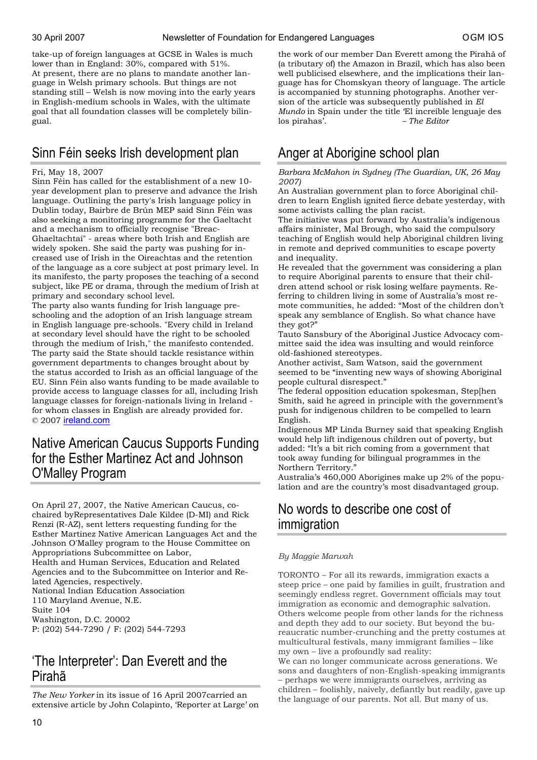take-up of foreign languages at GCSE in Wales is much lower than in England: 30%, compared with 51%. At present, there are no plans to mandate another language in Welsh primary schools. But things are not standing still – Welsh is now moving into the early years in Welsh-medium schools in Wales, with the ultimate goal that all foundation classes will be completely bilingual.

## Sinn Féin seeks Irish development plan

Fri, May 18, 2007

Sinn Féin has called for the establishment of a new 10-year development plan to preserve and advance the Irish language. Outlining the party's Irish language policy in Dublin today, Bairbre de Brún MEP said Sinn Féin was also seeking a monitoring programme for the Gaeltacht and a mechanism to officially recognise "Breac-Ghaeltachtaí" - areas where both Irish and English are widely spoken. She said the party was pushing for increased use of Irish in the Oireachtas and the retention of the language as a core subject at post primary level. In its manifesto, the party proposes the teaching of a second subject, like PE or drama, through the medium of Irish at primary and secondary school level.

The party also wants funding for Irish language pre-schooling and the adoption of an Irish language stream in English language pre-schools. "Every child in Ireland at secondary level should have the right to be schooled through the medium of Irish," the manifesto contended. The party said the State should tackle resistance within government departments to changes brought about by the status accorded to Irish as an official language of the EU. Sinn Féin also wants funding to be made available to provide access to language classes for all, including Irish language classes for foreign-nationals living in Ireland - for whom classes in English are already provided for.

© 2007 ireland.com

## Native American Caucus Supports Funding for the Esther Martinez Act and Johnson O'Malley Program

On April 27, 2007, the Native American Caucus, co-chaired byRepresentatives Dale Kildee (D-MI) and Rick Renzi (R-AZ), sent letters requesting funding for the Esther Martinez Native American Languages Act and the Johnson O'Malley program to the House Committee on Appropriations Subcommittee on Labor,
Health and Human Services, Education and Related Agencies and to the Subcommittee on Interior and Related Agencies, respectively.

National Indian Education Association
110 Maryland Avenue, N.E.
Suite 104
Washington, D.C. 20002
P: (202) 544-7290 / F: (202) 544-7293

## 'The Interpreter': Dan Everett and the Pirahã

*The New Yorker* in its issue of 16 April 2007carried an extensive article by John Colapinto, 'Reporter at Large' on the work of our member Dan Everett among the Pirahã of (a tributary of) the Amazon in Brazil, which has also been well publicised elsewhere, and the implications their language has for Chomskyan theory of language. The article is accompanied by stunning photographs. Another version of the article was subsequently published in *El Mundo* in Spain under the title 'El increíble lenguaje des los pirahas'. *– The Editor*

## Anger at Aborigine school plan

*Barbara McMahon in Sydney (The Guardian, UK, 26 May 2007)*

An Australian government plan to force Aboriginal children to learn English ignited fierce debate yesterday, with some activists calling the plan racist.

The initiative was put forward by Australia's indigenous affairs minister, Mal Brough, who said the compulsory teaching of English would help Aboriginal children living in remote and deprived communities to escape poverty and inequality.

He revealed that the government was considering a plan to require Aboriginal parents to ensure that their children attend school or risk losing welfare payments. Referring to children living in some of Australia's most remote communities, he added: "Most of the children don't speak any semblance of English. So what chance have they got?"

Tauto Sansbury of the Aboriginal Justice Advocacy committee said the idea was insulting and would reinforce old-fashioned stereotypes.

Another activist, Sam Watson, said the government seemed to be "inventing new ways of showing Aboriginal people cultural disrespect."

The federal opposition education spokesman, Step[hen Smith, said he agreed in principle with the government's push for indigenous children to be compelled to learn English.

Indigenous MP Linda Burney said that speaking English would help lift indigenous children out of poverty, but added: "It's a bit rich coming from a government that took away funding for bilingual programmes in the Northern Territory."

Australia's 460,000 Aborigines make up 2% of the population and are the country's most disadvantaged group.

## No words to describe one cost of immigration

*By Maggie Marwah*

TORONTO – For all its rewards, immigration exacts a steep price – one paid by families in guilt, frustration and seemingly endless regret. Government officials may tout immigration as economic and demographic salvation. Others welcome people from other lands for the richness and depth they add to our society. But beyond the bureaucratic number-crunching and the pretty costumes at multicultural festivals, many immigrant families – like my own – live a profoundly sad reality:

We can no longer communicate across generations. We sons and daughters of non-English-speaking immigrants – perhaps we were immigrants ourselves, arriving as children – foolishly, naively, defiantly but readily, gave up the language of our parents. Not all. But many of us.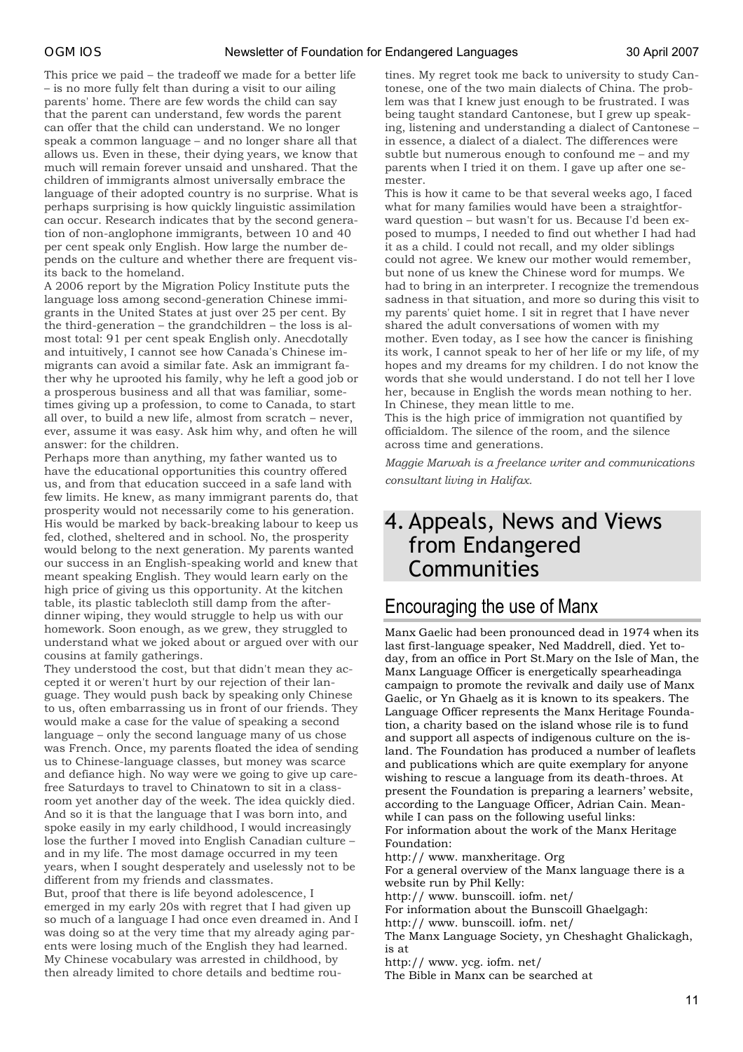This price we paid – the tradeoff we made for a better life – is no more fully felt than during a visit to our ailing parents' home. There are few words the child can say that the parent can understand, few words the parent can offer that the child can understand. We no longer speak a common language – and no longer share all that allows us. Even in these, their dying years, we know that much will remain forever unsaid and unshared. That the children of immigrants almost universally embrace the language of their adopted country is no surprise. What is perhaps surprising is how quickly linguistic assimilation can occur. Research indicates that by the second generation of non-anglophone immigrants, between 10 and 40 per cent speak only English. How large the number depends on the culture and whether there are frequent visits back to the homeland.

A 2006 report by the Migration Policy Institute puts the language loss among second-generation Chinese immigrants in the United States at just over 25 per cent. By the third-generation – the grandchildren – the loss is almost total: 91 per cent speak English only. Anecdotally and intuitively, I cannot see how Canada's Chinese immigrants can avoid a similar fate. Ask an immigrant father why he uprooted his family, why he left a good job or a prosperous business and all that was familiar, sometimes giving up a profession, to come to Canada, to start all over, to build a new life, almost from scratch – never, ever, assume it was easy. Ask him why, and often he will answer: for the children.

Perhaps more than anything, my father wanted us to have the educational opportunities this country offered us, and from that education succeed in a safe land with few limits. He knew, as many immigrant parents do, that prosperity would not necessarily come to his generation. His would be marked by back-breaking labour to keep us fed, clothed, sheltered and in school. No, the prosperity would belong to the next generation. My parents wanted our success in an English-speaking world and knew that meant speaking English. They would learn early on the high price of giving us this opportunity. At the kitchen table, its plastic tablecloth still damp from the after-dinner wiping, they would struggle to help us with our homework. Soon enough, as we grew, they struggled to understand what we joked about or argued over with our cousins at family gatherings.

They understood the cost, but that didn't mean they accepted it or weren't hurt by our rejection of their language. They would push back by speaking only Chinese to us, often embarrassing us in front of our friends. They would make a case for the value of speaking a second language – only the second language many of us chose was French. Once, my parents floated the idea of sending us to Chinese-language classes, but money was scarce and defiance high. No way were we going to give up carefree Saturdays to travel to Chinatown to sit in a classroom yet another day of the week. The idea quickly died. And so it is that the language that I was born into, and spoke easily in my early childhood, I would increasingly lose the further I moved into English Canadian culture – and in my life. The most damage occurred in my teen years, when I sought desperately and uselessly not to be different from my friends and classmates.

But, proof that there is life beyond adolescence, I emerged in my early 20s with regret that I had given up so much of a language I had once even dreamed in. And I was doing so at the very time that my already aging parents were losing much of the English they had learned. My Chinese vocabulary was arrested in childhood, by then already limited to chore details and bedtime routines. My regret took me back to university to study Cantonese, one of the two main dialects of China. The problem was that I knew just enough to be frustrated. I was being taught standard Cantonese, but I grew up speaking, listening and understanding a dialect of Cantonese – in essence, a dialect of a dialect. The differences were subtle but numerous enough to confound me – and my parents when I tried it on them. I gave up after one semester.

This is how it came to be that several weeks ago, I faced what for many families would have been a straightforward question – but wasn't for us. Because I'd been exposed to mumps, I needed to find out whether I had had it as a child. I could not recall, and my older siblings could not agree. We knew our mother would remember, but none of us knew the Chinese word for mumps. We had to bring in an interpreter. I recognize the tremendous sadness in that situation, and more so during this visit to my parents' quiet home. I sit in regret that I have never shared the adult conversations of women with my mother. Even today, as I see how the cancer is finishing its work, I cannot speak to her of her life or my life, of my hopes and my dreams for my children. I do not know the words that she would understand. I do not tell her I love her, because in English the words mean nothing to her. In Chinese, they mean little to me.

This is the high price of immigration not quantified by officialdom. The silence of the room, and the silence across time and generations.

*Maggie Marwah is a freelance writer and communications consultant living in Halifax.*

# 4. Appeals, News and Views from Endangered Communities

## Encouraging the use of Manx

Manx Gaelic had been pronounced dead in 1974 when its last first-language speaker, Ned Maddrell, died. Yet today, from an office in Port St.Mary on the Isle of Man, the Manx Language Officer is energetically spearheadinga campaign to promote the revivalk and daily use of Manx Gaelic, or Yn Ghaelg as it is known to its speakers. The Language Officer represents the Manx Heritage Foundation, a charity based on the island whose rile is to fund and support all aspects of indigenous culture on the island. The Foundation has produced a number of leaflets and publications which are quite exemplary for anyone wishing to rescue a language from its death-throes. At present the Foundation is preparing a learners' website, according to the Language Officer, Adrian Cain. Meanwhile I can pass on the following useful links:

For information about the work of the Manx Heritage Foundation:

http:// www. manxheritage. Org

For a general overview of the Manx language there is a website run by Phil Kelly:

http:// www. bunscoill. iofm. net/

For information about the Bunscoill Ghaelgagh:

http:// www. bunscoill. iofm. net/

The Manx Language Society, yn Cheshaght Ghalickagh, is at

http:// www. ycg. iofm. net/

The Bible in Manx can be searched at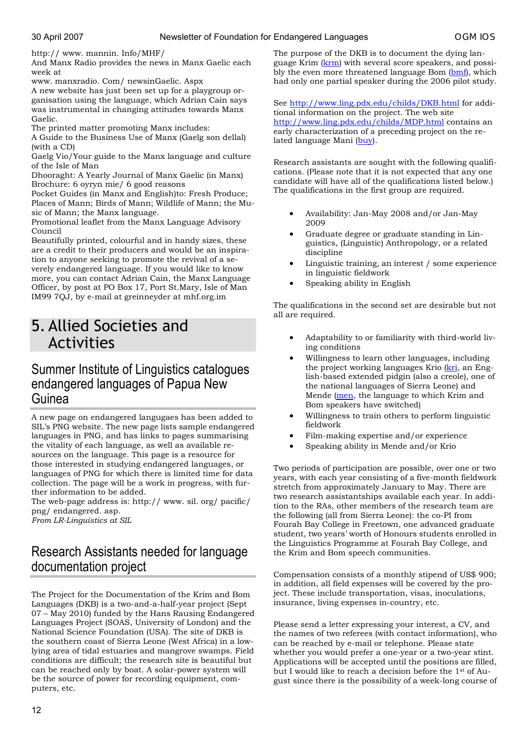http:// www. mannin. Info/MHF/

And Manx Radio provides the news in Manx Gaelic each week at

www. manxradio. Com/ newsinGaelic. Aspx

A new website has just been set up for a playgroup organisation using the language, which Adrian Cain says was instrumental in changing attitudes towards Manx Gaelic.

The printed matter promoting Manx includes:

A Guide to the Business Use of Manx (Gaelg son dellal) (with a CD)

Gaelg Vio/Your guide to the Manx language and culture of the Isle of Man

Dhooraght: A Yearly Journal of Manx Gaelic (in Manx)

Brochure: 6 oyryn mie/ 6 good reasons

Pocket Guides (in Manx and English)to: Fresh Produce; Places of Mann; Birds of Mann; Wildlife of Mann; the Music of Mann; the Manx language.

Promotional leaflet from the Manx Language Advisory Council

Beautifully printed, colourful and in handy sizes, these are a credit to their producers and would be an inspiration to anyone seeking to promote the revival of a severely endangered language. If you would like to know more, you can contact Adrian Cain, the Manx Language Officer, by post at PO Box 17, Port St.Mary, Isle of Man IM99 7QJ, by e-mail at greinneyder at mhf.org.im

# 5. Allied Societies and Activities

## Summer Institute of Linguistics catalogues endangered languages of Papua New Guinea

A new page on endangered langugaes has been added to SIL's PNG website. The new page lists sample endangered languages in PNG, and has links to pages summarising the vitality of each language, as well as available resources on the language. This page is a resource for those interested in studying endangered languages, or languages of PNG for which there is limited time for data collection. The page will be a work in progress, with further information to be added.

The web-page address is: http:// www. sil. org/ pacific/ png/ endangered. asp.

*From LR-Linguistics at SIL*

## Research Assistants needed for language documentation project

The Project for the Documentation of the Krim and Bom Languages (DKB) is a two-and-a-half-year project (Sept 07 – May 2010) funded by the Hans Rausing Endangered Languages Project (SOAS, University of London) and the National Science Foundation (USA). The site of DKB is the southern coast of Sierra Leone (West Africa) in a low-lying area of tidal estuaries and mangrove swamps. Field conditions are difficult; the research site is beautiful but can be reached only by boat. A solar-power system will be the source of power for recording equipment, computers, etc.

The purpose of the DKB is to document the dying language Krim (krm) with several score speakers, and possibly the even more threatened language Bom (bmf), which had only one partial speaker during the 2006 pilot study.

See http://www.ling.pdx.edu/childs/DKB.html for additional information on the project. The web site http://www.ling.pdx.edu/childs/MDP.html contains an early characterization of a preceding project on the related language Mani (buy).

Research assistants are sought with the following qualifications. (Please note that it is not expected that any one candidate will have all of the qualifications listed below.) The qualifications in the first group are required.

- Availability: Jan-May 2008 and/or Jan-May 2009
- Graduate degree or graduate standing in Linguistics, (Linguistic) Anthropology, or a related discipline
- Linguistic training, an interest / some experience in linguistic fieldwork
- Speaking ability in English

The qualifications in the second set are desirable but not all are required.

- Adaptability to or familiarity with third-world living conditions
- Willingness to learn other languages, including the project working languages Krio (kri, an English-based extended pidgin (also a creole), one of the national languages of Sierra Leone) and Mende (men, the language to which Krim and Bom speakers have switched)
- Willingness to train others to perform linguistic fieldwork
- Film-making expertise and/or experience
- Speaking ability in Mende and/or Krio

Two periods of participation are possible, over one or two years, with each year consisting of a five-month fieldwork stretch from approximately January to May. There are two research assistantships available each year. In addition to the RAs, other members of the research team are the following (all from Sierra Leone): the co-PI from Fourah Bay College in Freetown, one advanced graduate student, two years' worth of Honours students enrolled in the Linguistics Programme at Fourah Bay College, and the Krim and Bom speech communities.

Compensation consists of a monthly stipend of US$ 900; in addition, all field expenses will be covered by the project. These include transportation, visas, inoculations, insurance, living expenses in-country, etc.

Please send a letter expressing your interest, a CV, and the names of two referees (with contact information), who can be reached by e-mail or telephone. Please state whether you would prefer a one-year or a two-year stint. Applications will be accepted until the positions are filled, but I would like to reach a decision before the 1st of August since there is the possibility of a week-long course of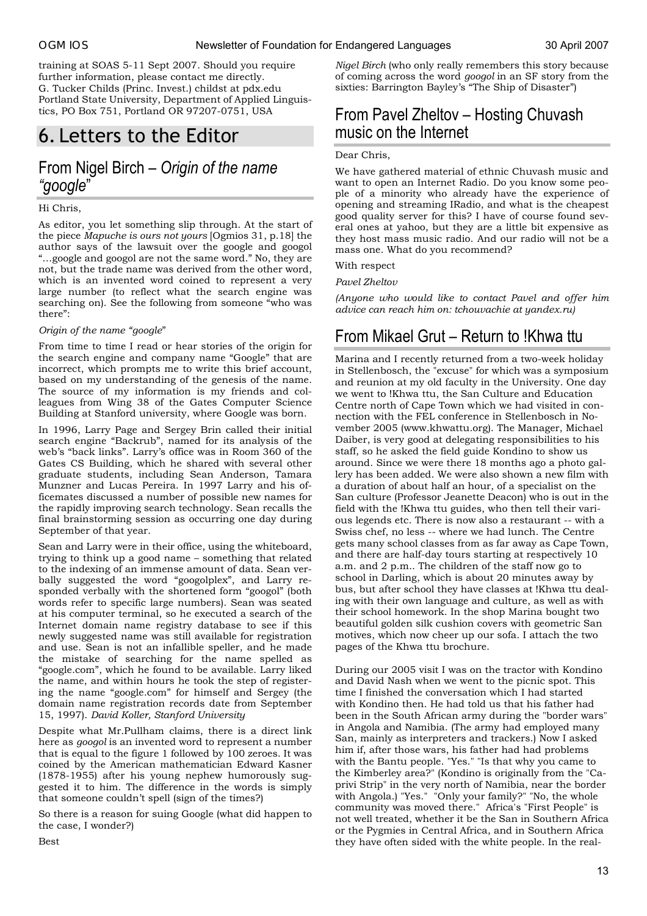training at SOAS 5-11 Sept 2007. Should you require further information, please contact me directly.
G. Tucker Childs (Princ. Invest.) childst at pdx.edu
Portland State University, Department of Applied Linguistics, PO Box 751, Portland OR 97207-0751, USA

# 6. Letters to the Editor

## From Nigel Birch – *Origin of the name "google"*

Hi Chris,

As editor, you let something slip through. At the start of the piece *Mapuche is ours not yours* [Ogmios 31, p.18] the author says of the lawsuit over the google and googol "…google and googol are not the same word." No, they are not, but the trade name was derived from the other word, which is an invented word coined to represent a very large number (to reflect what the search engine was searching on). See the following from someone "who was there":

*Origin of the name "google"*

From time to time I read or hear stories of the origin for the search engine and company name "Google" that are incorrect, which prompts me to write this brief account, based on my understanding of the genesis of the name. The source of my information is my friends and colleagues from Wing 38 of the Gates Computer Science Building at Stanford university, where Google was born.

In 1996, Larry Page and Sergey Brin called their initial search engine "Backrub", named for its analysis of the web's "back links". Larry's office was in Room 360 of the Gates CS Building, which he shared with several other graduate students, including Sean Anderson, Tamara Munzner and Lucas Pereira. In 1997 Larry and his officemates discussed a number of possible new names for the rapidly improving search technology. Sean recalls the final brainstorming session as occurring one day during September of that year.

Sean and Larry were in their office, using the whiteboard, trying to think up a good name – something that related to the indexing of an immense amount of data. Sean verbally suggested the word "googolplex", and Larry responded verbally with the shortened form "googol" (both words refer to specific large numbers). Sean was seated at his computer terminal, so he executed a search of the Internet domain name registry database to see if this newly suggested name was still available for registration and use. Sean is not an infallible speller, and he made the mistake of searching for the name spelled as "google.com", which he found to be available. Larry liked the name, and within hours he took the step of registering the name "google.com" for himself and Sergey (the domain name registration records date from September 15, 1997). *David Koller, Stanford University*

Despite what Mr.Pullham claims, there is a direct link here as *googol* is an invented word to represent a number that is equal to the figure 1 followed by 100 zeroes. It was coined by the American mathematician Edward Kasner (1878-1955) after his young nephew humorously suggested it to him. The difference in the words is simply that someone couldn't spell (sign of the times?)

So there is a reason for suing Google (what did happen to the case, I wonder?)

Best

*Nigel Birch* (who only really remembers this story because of coming across the word *googol* in an SF story from the sixties: Barrington Bayley's "The Ship of Disaster")

## From Pavel Zheltov – Hosting Chuvash music on the Internet

Dear Chris,

We have gathered material of ethnic Chuvash music and want to open an Internet Radio. Do you know some people of a minority who already have the experience of opening and streaming IRadio, and what is the cheapest good quality server for this? I have of course found several ones at yahoo, but they are a little bit expensive as they host mass music radio. And our radio will not be a mass one. What do you recommend?

With respect

*Pavel Zheltov*

*(Anyone who would like to contact Pavel and offer him advice can reach him on: tchouvachie at yandex.ru)*

## From Mikael Grut – Return to !Khwa ttu

Marina and I recently returned from a two-week holiday in Stellenbosch, the "excuse" for which was a symposium and reunion at my old faculty in the University. One day we went to !Khwa ttu, the San Culture and Education Centre north of Cape Town which we had visited in connection with the FEL conference in Stellenbosch in November 2005 (www.khwattu.org). The Manager, Michael Daiber, is very good at delegating responsibilities to his staff, so he asked the field guide Kondino to show us around. Since we were there 18 months ago a photo gallery has been added. We were also shown a new film with a duration of about half an hour, of a specialist on the San culture (Professor Jeanette Deacon) who is out in the field with the !Khwa ttu guides, who then tell their various legends etc. There is now also a restaurant -- with a Swiss chef, no less -- where we had lunch. The Centre gets many school classes from as far away as Cape Town, and there are half-day tours starting at respectively 10 a.m. and 2 p.m.. The children of the staff now go to school in Darling, which is about 20 minutes away by bus, but after school they have classes at !Khwa ttu dealing with their own language and culture, as well as with their school homework. In the shop Marina bought two beautiful golden silk cushion covers with geometric San motives, which now cheer up our sofa. I attach the two pages of the Khwa ttu brochure.

During our 2005 visit I was on the tractor with Kondino and David Nash when we went to the picnic spot. This time I finished the conversation which I had started with Kondino then. He had told us that his father had been in the South African army during the "border wars" in Angola and Namibia. (The army had employed many San, mainly as interpreters and trackers.) Now I asked him if, after those wars, his father had had problems with the Bantu people. "Yes." "Is that why you came to the Kimberley area?" (Kondino is originally from the "Caprivi Strip" in the very north of Namibia, near the border with Angola.) "Yes." "Only your family?" "No, the whole community was moved there." Africa's "First People" is not well treated, whether it be the San in Southern Africa or the Pygmies in Central Africa, and in Southern Africa they have often sided with the white people. In the real-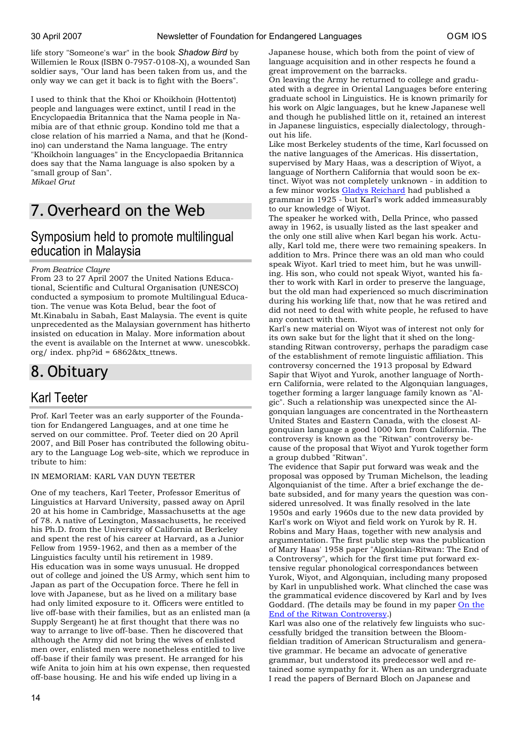life story "Someone's war" in the book *Shadow Bird* by Willemien le Roux (ISBN 0-7957-0108-X), a wounded San soldier says, "Our land has been taken from us, and the only way we can get it back is to fight with the Boers".

I used to think that the Khoi or Khoikhoin (Hottentot) people and languages were extinct, until I read in the Encyclopaedia Britannica that the Nama people in Namibia are of that ethnic group. Kondino told me that a close relation of his married a Nama, and that he (Kondino) can understand the Nama language. The entry "Khoikhoin languages" in the Encyclopaedia Britannica does say that the Nama language is also spoken by a "small group of San".
*Mikael Grut*

# 7. Overheard on the Web

## Symposium held to promote multilingual education in Malaysia

*From Beatrice Clayre*
From 23 to 27 April 2007 the United Nations Educational, Scientific and Cultural Organisation (UNESCO) conducted a symposium to promote Multilingual Education. The venue was Kota Belud, bear the foot of Mt.Kinabalu in Sabah, East Malaysia. The event is quite unprecedented as the Malaysian government has hitherto insisted on education in Malay. More information about the event is available on the Internet at www. unescobkk. org/ index. php?id = 6862&tx_ttnews.

# 8. Obituary

## Karl Teeter

Prof. Karl Teeter was an early supporter of the Foundation for Endangered Languages, and at one time he served on our committee. Prof. Teeter died on 20 April 2007, and Bill Poser has contributed the following obituary to the Language Log web-site, which we reproduce in tribute to him:

IN MEMORIAM: KARL VAN DUYN TEETER

One of my teachers, Karl Teeter, Professor Emeritus of Linguistics at Harvard University, passed away on April 20 at his home in Cambridge, Massachusetts at the age of 78. A native of Lexington, Massachusetts, he received his Ph.D. from the University of California at Berkeley and spent the rest of his career at Harvard, as a Junior Fellow from 1959-1962, and then as a member of the Linguistics faculty until his retirement in 1989.
His education was in some ways unusual. He dropped out of college and joined the US Army, which sent him to Japan as part of the Occupation force. There he fell in love with Japanese, but as he lived on a military base had only limited exposure to it. Officers were entitled to live off-base with their families, but as an enlisted man (a Supply Sergeant) he at first thought that there was no way to arrange to live off-base. Then he discovered that although the Army did not bring the wives of enlisted men over, enlisted men were nonetheless entitled to live off-base if their family was present. He arranged for his wife Anita to join him at his own expense, then requested off-base housing. He and his wife ended up living in a Japanese house, which both from the point of view of language acquisition and in other respects he found a great improvement on the barracks.
On leaving the Army he returned to college and graduated with a degree in Oriental Languages before entering graduate school in Linguistics. He is known primarily for his work on Algic languages, but he knew Japanese well and though he published little on it, retained an interest in Japanese linguistics, especially dialectology, throughout his life.
Like most Berkeley students of the time, Karl focussed on the native languages of the Americas. His dissertation, supervised by Mary Haas, was a description of Wiyot, a language of Northern California that would soon be extinct. Wiyot was not completely unknown - in addition to a few minor works Gladys Reichard had published a grammar in 1925 - but Karl's work added immeasurably to our knowledge of Wiyot.
The speaker he worked with, Della Prince, who passed away in 1962, is usually listed as the last speaker and the only one still alive when Karl began his work. Actually, Karl told me, there were two remaining speakers. In addition to Mrs. Prince there was an old man who could speak Wiyot. Karl tried to meet him, but he was unwilling. His son, who could not speak Wiyot, wanted his father to work with Karl in order to preserve the language, but the old man had experienced so much discrimination during his working life that, now that he was retired and did not need to deal with white people, he refused to have any contact with them.
Karl's new material on Wiyot was of interest not only for its own sake but for the light that it shed on the long-standing Ritwan controversy, perhaps the paradigm case of the establishment of remote linguistic affiliation. This controversy concerned the 1913 proposal by Edward Sapir that Wiyot and Yurok, another language of Northern California, were related to the Algonquian languages, together forming a larger language family known as "Algic". Such a relationship was unexpected since the Algonquian languages are concentrated in the Northeastern United States and Eastern Canada, with the closest Algonquian language a good 1000 km from California. The controversy is known as the "Ritwan" controversy because of the proposal that Wiyot and Yurok together form a group dubbed "Ritwan".
The evidence that Sapir put forward was weak and the proposal was opposed by Truman Michelson, the leading Algonquianist of the time. After a brief exchange the debate subsided, and for many years the question was considered unresolved. It was finally resolved in the late 1950s and early 1960s due to the new data provided by Karl's work on Wiyot and field work on Yurok by R. H. Robins and Mary Haas, together with new analysis and argumentation. The first public step was the publication of Mary Haas' 1958 paper "Algonkian-Ritwan: The End of a Controversy", which for the first time put forward extensive regular phonological correspondances between Yurok, Wiyot, and Algonquian, including many proposed by Karl in unpublished work. What clinched the case was the grammatical evidence discovered by Karl and by Ives Goddard. (The details may be found in my paper On the End of the Ritwan Controversy.)
Karl was also one of the relatively few linguists who successfully bridged the transition between the Bloomfieldian tradition of American Structuralism and generative grammar. He became an advocate of generative grammar, but understood its predecessor well and retained some sympathy for it. When as an undergraduate I read the papers of Bernard Bloch on Japanese and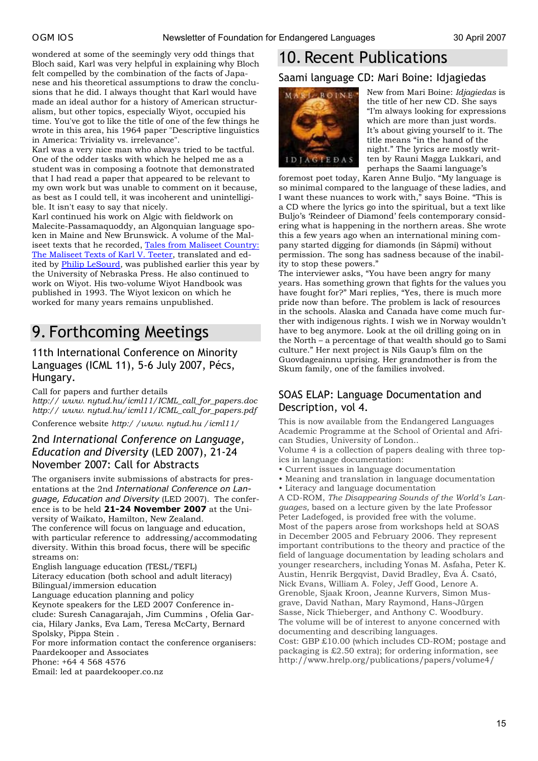wondered at some of the seemingly very odd things that Bloch said, Karl was very helpful in explaining why Bloch felt compelled by the combination of the facts of Japanese and his theoretical assumptions to draw the conclusions that he did. I always thought that Karl would have made an ideal author for a history of American structuralism, but other topics, especially Wiyot, occupied his time. You've got to like the title of one of the few things he wrote in this area, his 1964 paper "Descriptive linguistics in America: Triviality vs. irrelevance".

Karl was a very nice man who always tried to be tactful. One of the odder tasks with which he helped me as a student was in composing a footnote that demonstrated that I had read a paper that appeared to be relevant to my own work but was unable to comment on it because, as best as I could tell, it was incoherent and unintelligible. It isn't easy to say that nicely.

Karl continued his work on Algic with fieldwork on Malecite-Passamaquoddy, an Algonquian language spoken in Maine and New Brunswick. A volume of the Maliseet texts that he recorded, Tales from Maliseet Country: The Maliseet Texts of Karl V. Teeter, translated and edited by Philip LeSourd, was published earlier this year by the University of Nebraska Press. He also continued to work on Wiyot. His two-volume Wiyot Handbook was published in 1993. The Wiyot lexicon on which he worked for many years remains unpublished.

# 9. Forthcoming Meetings

## 11th International Conference on Minority Languages (ICML 11), 5-6 July 2007, Pécs, Hungary.

Call for papers and further details
*http:// www. nytud.hu/ icml11/ICML_call_for_papers.doc*
*http:// www. nytud.hu/ icml11/ICML_call_for_papers.pdf*

Conference website *http:/ /www. nytud.hu /icml11/*

## 2nd *International Conference on Language, Education and Diversity* (LED 2007), 21-24 November 2007: Call for Abstracts

The organisers invite submissions of abstracts for presentations at the 2nd *International Conference on Language, Education and Diversity* (LED 2007). The conference is to be held **21-24 November 2007** at the University of Waikato, Hamilton, New Zealand.

The conference will focus on language and education, with particular reference to addressing/accommodating diversity. Within this broad focus, there will be specific streams on:

English language education (TESL/TEFL)
Literacy education (both school and adult literacy)
Bilingual/immersion education
Language education planning and policy

Keynote speakers for the LED 2007 Conference include: Suresh Canagarajah, Jim Cummins , Ofelia Garcia, Hilary Janks, Eva Lam, Teresa McCarty, Bernard Spolsky, Pippa Stein .

For more information contact the conference organisers:
Paardekooper and Associates
Phone: +64 4 568 4576
Email: led at paardekooper.co.nz

# 10. Recent Publications

## Saami language CD: Mari Boine: Idjagiedas

New from Mari Boine: *Idjagiedas* is the title of her new CD. She says "I'm always looking for expressions which are more than just words. It's about giving yourself to it. The title means "in the hand of the night." The lyrics are mostly written by Rauni Magga Lukkari, and perhaps the Saami language's foremost poet today, Karen Anne Buljo. "My language is so minimal compared to the language of these ladies, and I want these nuances to work with," says Boine. "This is a CD where the lyrics go into the spiritual, but a text like Buljo's 'Reindeer of Diamond' feels contemporary considering what is happening in the northern areas. She wrote this a few years ago when an international mining company started digging for diamonds (in Sápmi) without permission. The song has sadness because of the inability to stop these powers."

The interviewer asks, "You have been angry for many years. Has something grown that fights for the values you have fought for?" Mari replies, "Yes, there is much more pride now than before. The problem is lack of resources in the schools. Alaska and Canada have come much further with indigenous rights. I wish we in Norway wouldn't have to beg anymore. Look at the oil drilling going on in the North – a percentage of that wealth should go to Sami culture." Her next project is Nils Gaup's film on the Guovdageainnu uprising. Her grandmother is from the Skum family, one of the families involved.

## SOAS ELAP: Language Documentation and Description, vol 4.

This is now available from the Endangered Languages Academic Programme at the School of Oriental and African Studies, University of London..

Volume 4 is a collection of papers dealing with three topics in language documentation:

- Current issues in language documentation
- Meaning and translation in language documentation
- Literacy and language documentation

A CD-ROM, *The Disappearing Sounds of the World's Languages,* based on a lecture given by the late Professor Peter Ladefoged, is provided free with the volume.

Most of the papers arose from workshops held at SOAS in December 2005 and February 2006. They represent important contributions to the theory and practice of the field of language documentation by leading scholars and younger researchers, including Yonas M. Asfaha, Peter K. Austin, Henrik Bergqvist, David Bradley, Éva Á. Csató, Nick Evans, William A. Foley, Jeff Good, Lenore A. Grenoble, Sjaak Kroon, Jeanne Kurvers, Simon Musgrave, David Nathan, Mary Raymond, Hans-Jürgen Sasse, Nick Thieberger, and Anthony C. Woodbury.

The volume will be of interest to anyone concerned with documenting and describing languages.

Cost: GBP £10.00 (which includes CD-ROM; postage and packaging is £2.50 extra); for ordering information, see http://www.hrelp.org/publications/papers/volume4/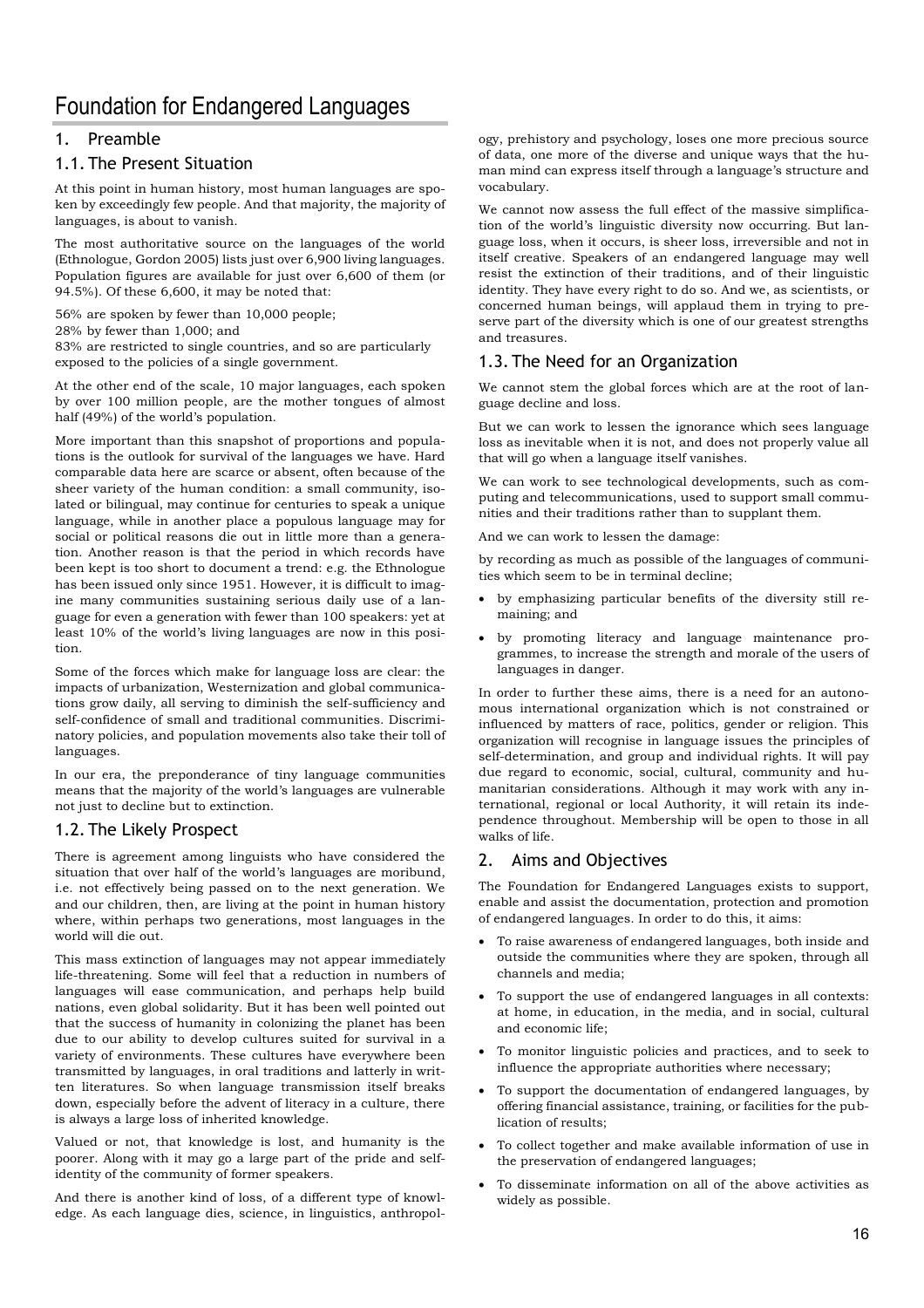# Foundation for Endangered Languages

## 1. Preamble

### 1.1. The Present Situation

At this point in human history, most human languages are spoken by exceedingly few people. And that majority, the majority of languages, is about to vanish.

The most authoritative source on the languages of the world (Ethnologue, Gordon 2005) lists just over 6,900 living languages. Population figures are available for just over 6,600 of them (or 94.5%). Of these 6,600, it may be noted that:

56% are spoken by fewer than 10,000 people;
28% by fewer than 1,000; and
83% are restricted to single countries, and so are particularly exposed to the policies of a single government.

At the other end of the scale, 10 major languages, each spoken by over 100 million people, are the mother tongues of almost half (49%) of the world's population.

More important than this snapshot of proportions and populations is the outlook for survival of the languages we have. Hard comparable data here are scarce or absent, often because of the sheer variety of the human condition: a small community, isolated or bilingual, may continue for centuries to speak a unique language, while in another place a populous language may for social or political reasons die out in little more than a generation. Another reason is that the period in which records have been kept is too short to document a trend: e.g. the Ethnologue has been issued only since 1951. However, it is difficult to imagine many communities sustaining serious daily use of a language for even a generation with fewer than 100 speakers: yet at least 10% of the world's living languages are now in this position.

Some of the forces which make for language loss are clear: the impacts of urbanization, Westernization and global communications grow daily, all serving to diminish the self-sufficiency and self-confidence of small and traditional communities. Discriminatory policies, and population movements also take their toll of languages.

In our era, the preponderance of tiny language communities means that the majority of the world's languages are vulnerable not just to decline but to extinction.

### 1.2. The Likely Prospect

There is agreement among linguists who have considered the situation that over half of the world's languages are moribund, i.e. not effectively being passed on to the next generation. We and our children, then, are living at the point in human history where, within perhaps two generations, most languages in the world will die out.

This mass extinction of languages may not appear immediately life-threatening. Some will feel that a reduction in numbers of languages will ease communication, and perhaps help build nations, even global solidarity. But it has been well pointed out that the success of humanity in colonizing the planet has been due to our ability to develop cultures suited for survival in a variety of environments. These cultures have everywhere been transmitted by languages, in oral traditions and latterly in written literatures. So when language transmission itself breaks down, especially before the advent of literacy in a culture, there is always a large loss of inherited knowledge.

Valued or not, that knowledge is lost, and humanity is the poorer. Along with it may go a large part of the pride and self-identity of the community of former speakers.

And there is another kind of loss, of a different type of knowledge. As each language dies, science, in linguistics, anthropology, prehistory and psychology, loses one more precious source of data, one more of the diverse and unique ways that the human mind can express itself through a language's structure and vocabulary.

We cannot now assess the full effect of the massive simplification of the world's linguistic diversity now occurring. But language loss, when it occurs, is sheer loss, irreversible and not in itself creative. Speakers of an endangered language may well resist the extinction of their traditions, and of their linguistic identity. They have every right to do so. And we, as scientists, or concerned human beings, will applaud them in trying to preserve part of the diversity which is one of our greatest strengths and treasures.

### 1.3. The Need for an Organization

We cannot stem the global forces which are at the root of language decline and loss.

But we can work to lessen the ignorance which sees language loss as inevitable when it is not, and does not properly value all that will go when a language itself vanishes.

We can work to see technological developments, such as computing and telecommunications, used to support small communities and their traditions rather than to supplant them.

And we can work to lessen the damage:

by recording as much as possible of the languages of communities which seem to be in terminal decline;

- by emphasizing particular benefits of the diversity still remaining; and
- by promoting literacy and language maintenance programmes, to increase the strength and morale of the users of languages in danger.

In order to further these aims, there is a need for an autonomous international organization which is not constrained or influenced by matters of race, politics, gender or religion. This organization will recognise in language issues the principles of self-determination, and group and individual rights. It will pay due regard to economic, social, cultural, community and humanitarian considerations. Although it may work with any international, regional or local Authority, it will retain its independence throughout. Membership will be open to those in all walks of life.

## 2. Aims and Objectives

The Foundation for Endangered Languages exists to support, enable and assist the documentation, protection and promotion of endangered languages. In order to do this, it aims:

- To raise awareness of endangered languages, both inside and outside the communities where they are spoken, through all channels and media;
- To support the use of endangered languages in all contexts: at home, in education, in the media, and in social, cultural and economic life;
- To monitor linguistic policies and practices, and to seek to influence the appropriate authorities where necessary;
- To support the documentation of endangered languages, by offering financial assistance, training, or facilities for the publication of results;
- To collect together and make available information of use in the preservation of endangered languages;
- To disseminate information on all of the above activities as widely as possible.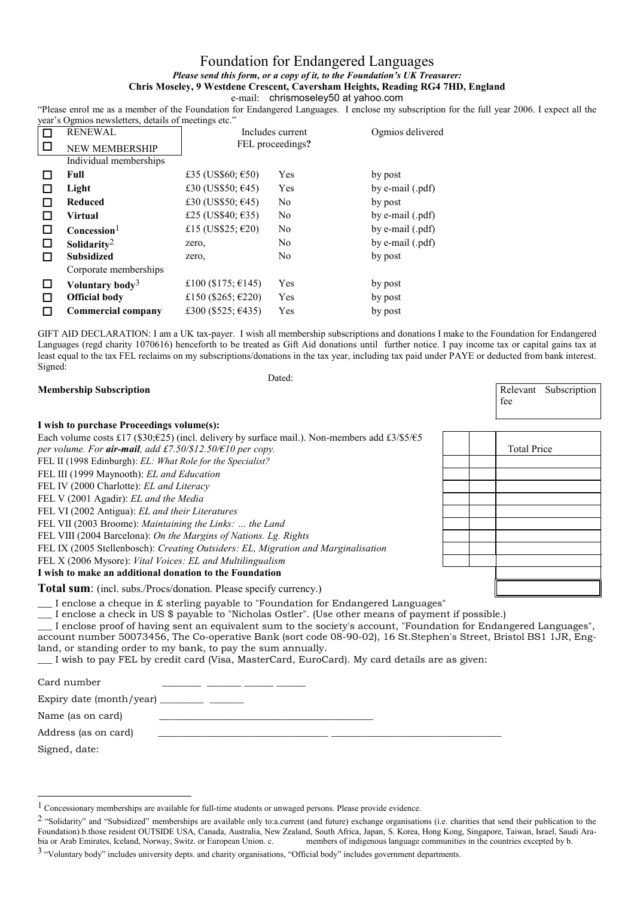# Foundation for Endangered Languages

***Please send this form, or a copy of it, to the Foundation's UK Treasurer:***

**Chris Moseley, 9 Westdene Crescent, Caversham Heights, Reading RG4 7HD, England**

e-mail: chrismoseley50 at yahoo.com

"Please enrol me as a member of the Foundation for Endangered Languages. I enclose my subscription for the full year 2006. I expect all the year's Ogmios newsletters, details of meetings etc."

| | | | Includes current FEL proceedings? | Ogmios delivered |
|---|---|---|---|---|
| ☐ | RENEWAL | | | |
| ☐ | NEW MEMBERSHIP | | | |
| | Individual memberships | | | |
| ☐ | **Full** | £35 (US$60; €50) | Yes | by post |
| ☐ | **Light** | £30 (US$50; €45) | Yes | by e-mail (.pdf) |
| ☐ | **Reduced** | £30 (US$50; €45) | No | by post |
| ☐ | **Virtual** | £25 (US$40; €35) | No | by e-mail (.pdf) |
| ☐ | **Concession**[1] | £15 (US$25; €20) | No | by e-mail (.pdf) |
| ☐ | **Solidarity**[2] | zero, | No | by e-mail (.pdf) |
| ☐ | **Subsidized** | zero, | No | by post |
| | Corporate memberships | | | |
| ☐ | **Voluntary body**[3] | £100 ($175; €145) | Yes | by post |
| ☐ | **Official body** | £150 ($265; €220) | Yes | by post |
| ☐ | **Commercial company** | £300 ($525; €435) | Yes | by post |

GIFT AID DECLARATION: I am a UK tax-payer. I wish all membership subscriptions and donations I make to the Foundation for Endangered Languages (regd charity 1070616) henceforth to be treated as Gift Aid donations until further notice. I pay income tax or capital gains tax at least equal to the tax FEL reclaims on my subscriptions/donations in the tax year, including tax paid under PAYE or deducted from bank interest.

Signed:

Dated:

| | | | Relevant Subscription fee |
|---|---|---|---|
| **Membership Subscription** | | | |
| **I wish to purchase Proceedings volume(s):** | | | |
| Each volume costs £17 ($30;€25) (incl. delivery by surface mail.). Non-members add £3/$5/€5 *per volume. For **air-mail**, add £7.50/$12.50/€10 per copy.* | | | Total Price |
| FEL II (1998 Edinburgh): *EL: What Role for the Specialist?* | | | |
| FEL III (1999 Maynooth): *EL and Education* | | | |
| FEL IV (2000 Charlotte): *EL and Literacy* | | | |
| FEL V (2001 Agadir): *EL and the Media* | | | |
| FEL VI (2002 Antigua): *EL and their Literatures* | | | |
| FEL VII (2003 Broome): *Maintaining the Links: … the Land* | | | |
| FEL VIII (2004 Barcelona): *On the Margins of Nations. Lg. Rights* | | | |
| FEL IX (2005 Stellenbosch): *Creating Outsiders: EL, Migration and Marginalisation* | | | |
| FEL X (2006 Mysore): *Vital Voices: EL and Multilingualism* | | | |
| **I wish to make an additional donation to the Foundation** | | | |
| **Total sum**: (incl. subs./Procs/donation. Please specify currency.) | | | |

___ I enclose a cheque in £ sterling payable to "Foundation for Endangered Languages"

___ I enclose a check in US $ payable to "Nicholas Ostler". (Use other means of payment if possible.)

___ I enclose proof of having sent an equivalent sum to the society's account, "Foundation for Endangered Languages", account number 50073456, The Co-operative Bank (sort code 08-90-02), 16 St.Stephen's Street, Bristol BS1 1JR, England, or standing order to my bank, to pay the sum annually.

___ I wish to pay FEL by credit card (Visa, MasterCard, EuroCard). My card details are as given:

Card number _______ ______ _____ _____

Expiry date (month/year) ________ ______

Name (as on card) ________________________________________

Address (as on card) ________________________________ ________________________________

Signed, date:

[1] Concessionary memberships are available for full-time students or unwaged persons. Please provide evidence.

[2] "Solidarity" and "Subsidized" memberships are available only to:a.current (and future) exchange organisations (i.e. charities that send their publication to the Foundation).b.those resident OUTSIDE USA, Canada, Australia, New Zealand, South Africa, Japan, S. Korea, Hong Kong, Singapore, Taiwan, Israel, Saudi Arabia or Arab Emirates, Iceland, Norway, Switz. or European Union. c. members of indigenous language communities in the countries excepted by b.

[3] "Voluntary body" includes university depts. and charity organisations, "Official body" includes government departments.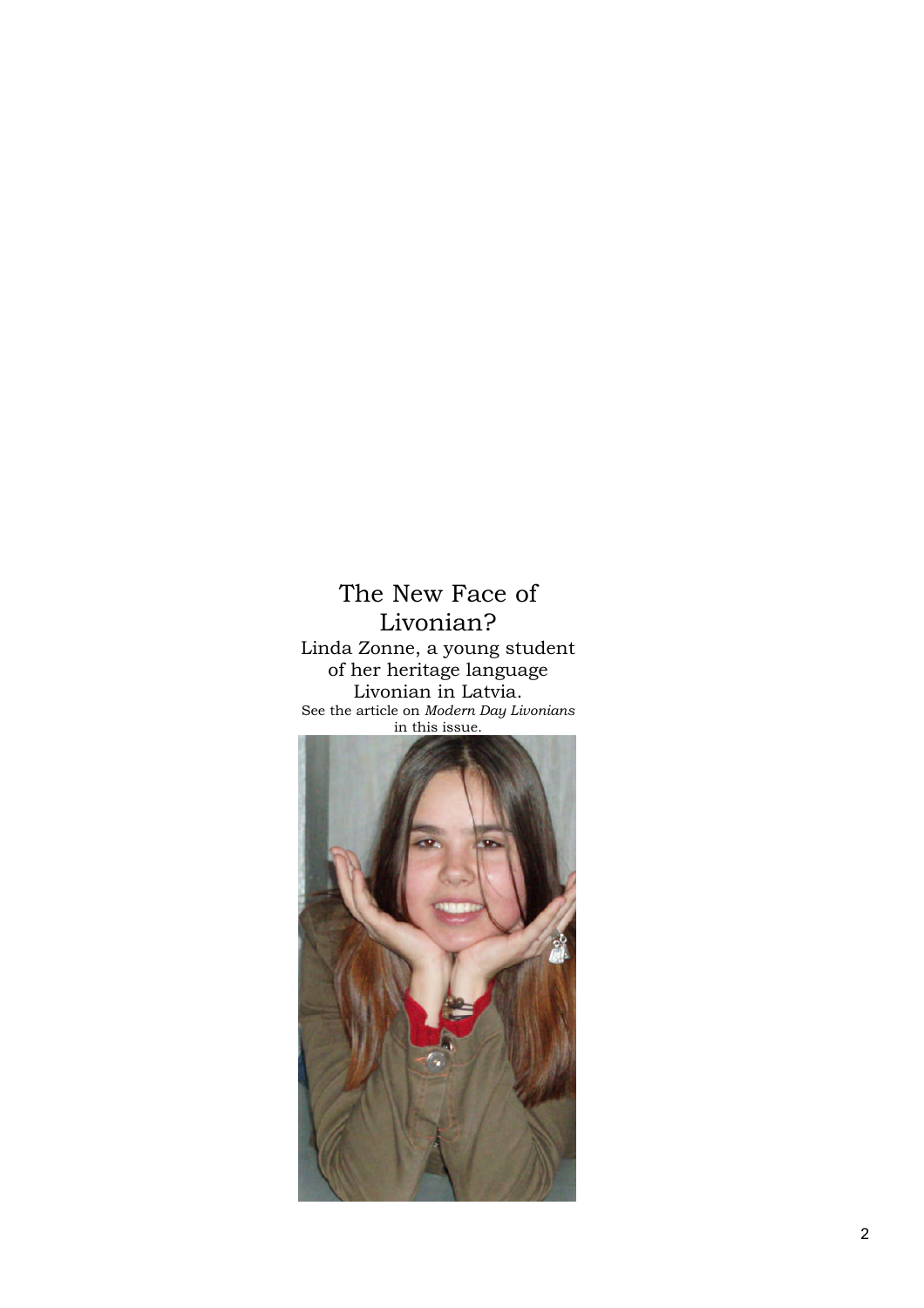# The New Face of Livonian?

Linda Zonne, a young student of her heritage language Livonian in Latvia.

See the article on *Modern Day Livonians* in this issue.